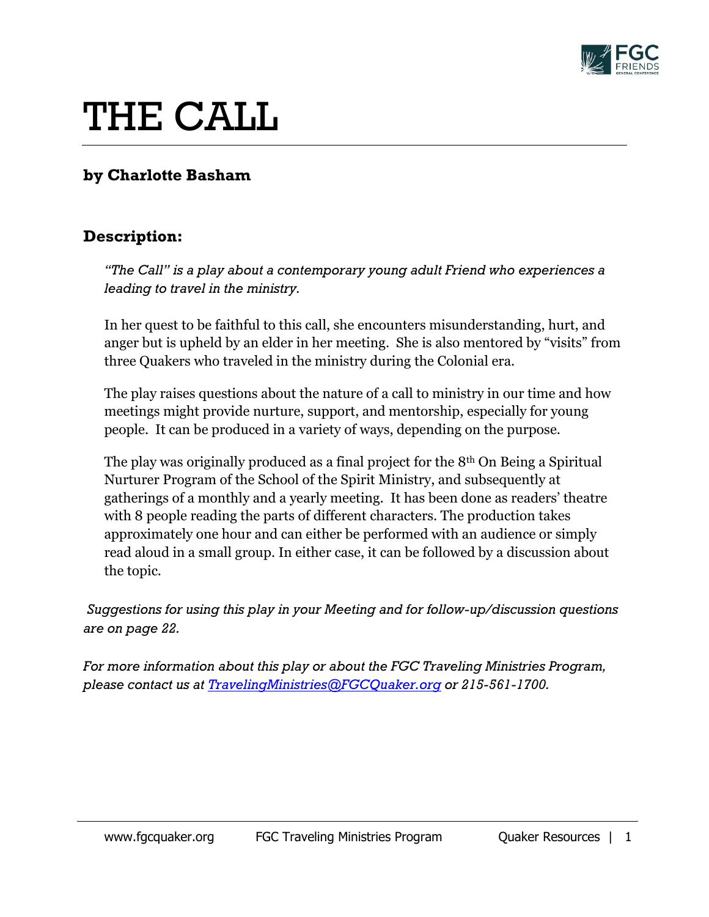# THE CALL

## by Charlotte Basham

### Description:

*"The Call" is a play about a contemporary young adult Friend who experiences a leading to travel in the ministry.*

In her quest to be faithful to this call, she encounters misunderstanding, hurt, and anger but is upheld by an elder in her meeting. She is also mentored by "visits" from three Quakers who traveled in the ministry during the Colonial era.

The play raises questions about the nature of a call to ministry in our time and how meetings might provide nurture, support, and mentorship, especially for young people. It can be produced in a variety of ways, depending on the purpose.

The play was originally produced as a final project for the 8th On Being a Spiritual Nurturer Program of the School of the Spirit Ministry, and subsequently at gatherings of a monthly and a yearly meeting. It has been done as readers' theatre with 8 people reading the parts of different characters. The production takes approximately one hour and can either be performed with an audience or simply read aloud in a small group. In either case, it can be followed by a discussion about the topic.

*Suggestions for using this play in your Meeting and for follow-up/discussion questions are on page 22.*

*For more information about this play or about the FGC Traveling Ministries Program, please contact us at [TravelingMinistries@FGCQuaker.org](mailto:TravelingMinistries@FGCQuaker.org) or 215-561-1700.*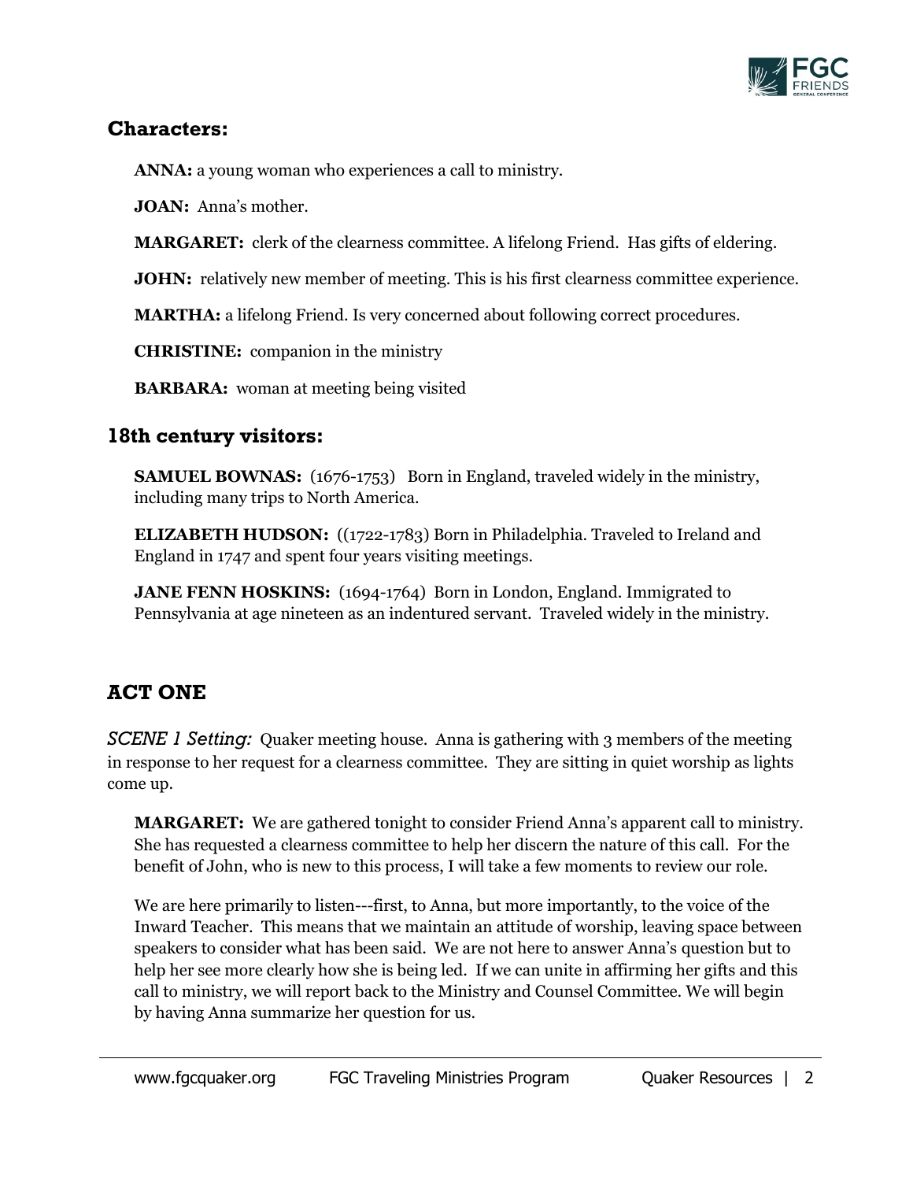## Characters:

**ANNA:** a young woman who experiences a call to ministry.

**JOAN:** Anna's mother.

**MARGARET:** clerk of the clearness committee. A lifelong Friend. Has gifts of eldering.

**JOHN:** relatively new member of meeting. This is his first clearness committee experience.

**MARTHA:** a lifelong Friend. Is very concerned about following correct procedures.

**CHRISTINE:** companion in the ministry

**BARBARA:** woman at meeting being visited

## 18th century visitors:

**SAMUEL BOWNAS:** (1676-1753) Born in England, traveled widely in the ministry, including many trips to North America.

**ELIZABETH HUDSON:** ((1722-1783) Born in Philadelphia. Traveled to Ireland and England in 1747 and spent four years visiting meetings.

**JANE FENN HOSKINS:** (1694-1764) Born in London, England. Immigrated to Pennsylvania at age nineteen as an indentured servant. Traveled widely in the ministry.

## ACT ONE

*SCENE 1 Setting:* Quaker meeting house. Anna is gathering with 3 members of the meeting in response to her request for a clearness committee. They are sitting in quiet worship as lights come up.

**MARGARET:** We are gathered tonight to consider Friend Anna's apparent call to ministry. She has requested a clearness committee to help her discern the nature of this call. For the benefit of John, who is new to this process, I will take a few moments to review our role.

We are here primarily to listen---first, to Anna, but more importantly, to the voice of the Inward Teacher. This means that we maintain an attitude of worship, leaving space between speakers to consider what has been said. We are not here to answer Anna's question but to help her see more clearly how she is being led. If we can unite in affirming her gifts and this call to ministry, we will report back to the Ministry and Counsel Committee. We will begin by having Anna summarize her question for us.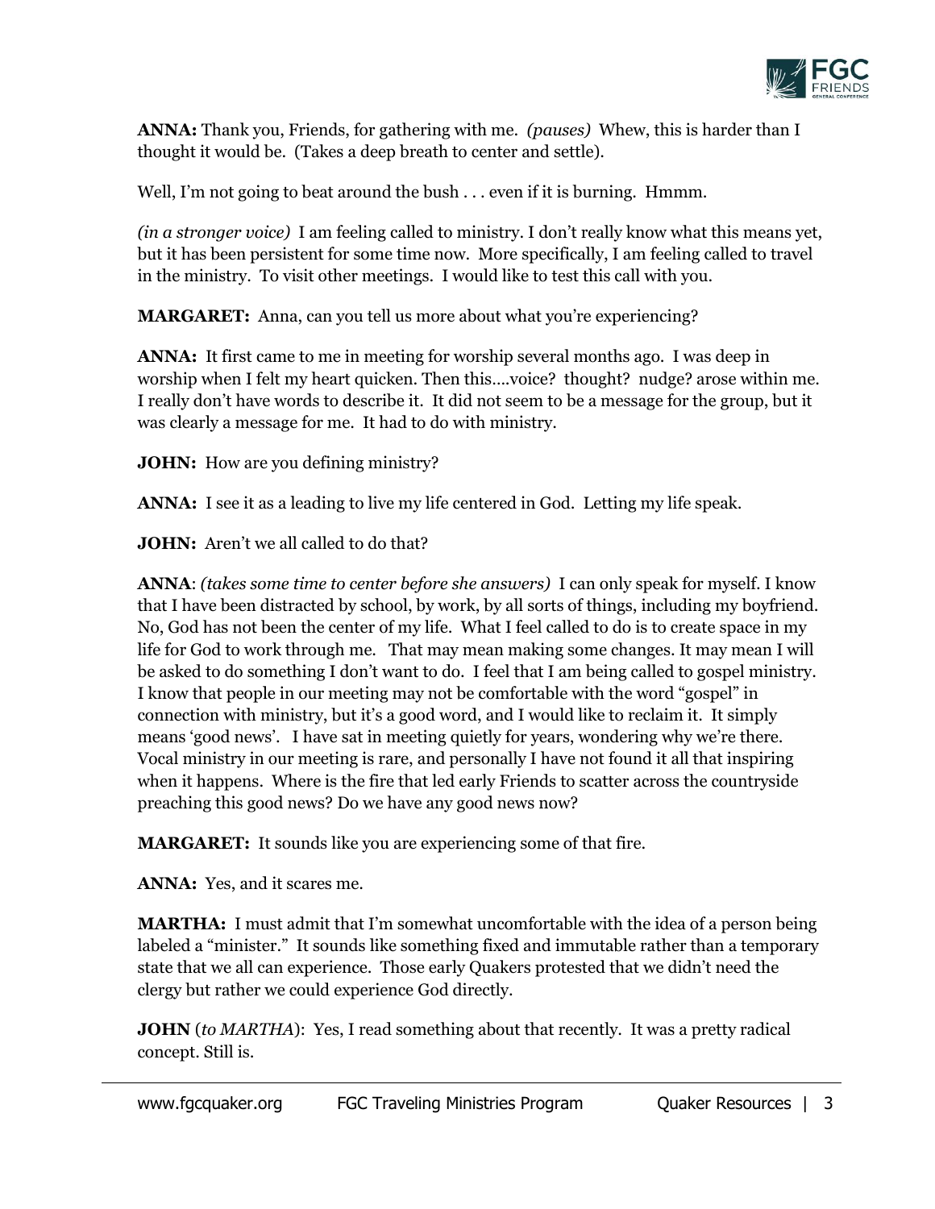**ANNA:** Thank you, Friends, for gathering with me. *(pauses)* Whew, this is harder than I thought it would be. (Takes a deep breath to center and settle).

Well, I'm not going to beat around the bush . . . even if it is burning. Hmmm.

*(in a stronger voice)* I am feeling called to ministry. I don't really know what this means yet, but it has been persistent for some time now. More specifically, I am feeling called to travel in the ministry. To visit other meetings. I would like to test this call with you.

**MARGARET:** Anna, can you tell us more about what you're experiencing?

**ANNA:** It first came to me in meeting for worship several months ago. I was deep in worship when I felt my heart quicken. Then this....voice? thought? nudge? arose within me. I really don't have words to describe it. It did not seem to be a message for the group, but it was clearly a message for me. It had to do with ministry.

**JOHN:** How are you defining ministry?

**ANNA:** I see it as a leading to live my life centered in God. Letting my life speak.

**JOHN:** Aren't we all called to do that?

**ANNA**: *(takes some time to center before she answers)* I can only speak for myself. I know that I have been distracted by school, by work, by all sorts of things, including my boyfriend. No, God has not been the center of my life. What I feel called to do is to create space in my life for God to work through me. That may mean making some changes. It may mean I will be asked to do something I don't want to do. I feel that I am being called to gospel ministry. I know that people in our meeting may not be comfortable with the word "gospel" in connection with ministry, but it's a good word, and I would like to reclaim it. It simply means 'good news'. I have sat in meeting quietly for years, wondering why we're there. Vocal ministry in our meeting is rare, and personally I have not found it all that inspiring when it happens. Where is the fire that led early Friends to scatter across the countryside preaching this good news? Do we have any good news now?

**MARGARET:** It sounds like you are experiencing some of that fire.

**ANNA:** Yes, and it scares me.

**MARTHA:** I must admit that I'm somewhat uncomfortable with the idea of a person being labeled a "minister." It sounds like something fixed and immutable rather than a temporary state that we all can experience. Those early Quakers protested that we didn't need the clergy but rather we could experience God directly.

**JOHN** (*to MARTHA*): Yes, I read something about that recently. It was a pretty radical concept. Still is.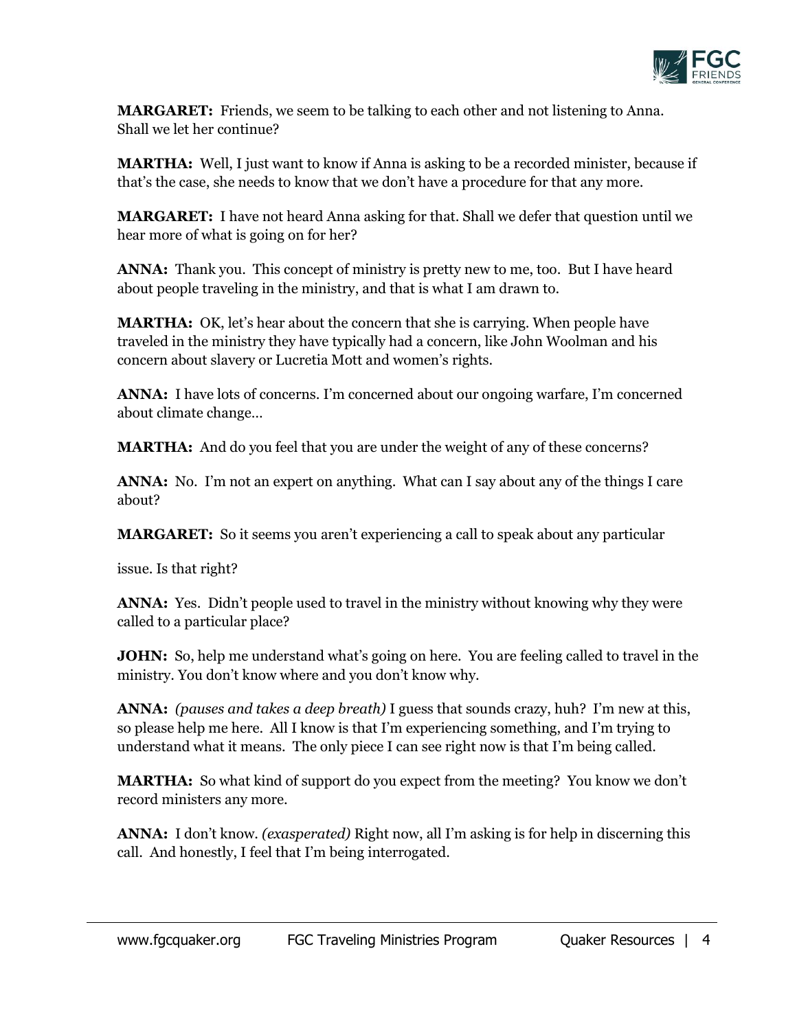**MARGARET:** Friends, we seem to be talking to each other and not listening to Anna. Shall we let her continue?

**MARTHA:** Well, I just want to know if Anna is asking to be a recorded minister, because if that's the case, she needs to know that we don't have a procedure for that any more.

**MARGARET:** I have not heard Anna asking for that. Shall we defer that question until we hear more of what is going on for her?

**ANNA:** Thank you. This concept of ministry is pretty new to me, too. But I have heard about people traveling in the ministry, and that is what I am drawn to.

**MARTHA:** OK, let's hear about the concern that she is carrying. When people have traveled in the ministry they have typically had a concern, like John Woolman and his concern about slavery or Lucretia Mott and women's rights.

**ANNA:** I have lots of concerns. I'm concerned about our ongoing warfare, I'm concerned about climate change…

**MARTHA:** And do you feel that you are under the weight of any of these concerns?

**ANNA:** No. I'm not an expert on anything. What can I say about any of the things I care about?

**MARGARET:** So it seems you aren't experiencing a call to speak about any particular issue. Is that right?

**ANNA:** Yes. Didn't people used to travel in the ministry without knowing why they were called to a particular place?

**JOHN:** So, help me understand what's going on here. You are feeling called to travel in the ministry. You don't know where and you don't know why.

**ANNA:** *(pauses and takes a deep breath)* I guess that sounds crazy, huh? I'm new at this, so please help me here. All I know is that I'm experiencing something, and I'm trying to understand what it means. The only piece I can see right now is that I'm being called.

**MARTHA:** So what kind of support do you expect from the meeting? You know we don't record ministers any more.

**ANNA:** I don't know. *(exasperated)* Right now, all I'm asking is for help in discerning this call. And honestly, I feel that I'm being interrogated.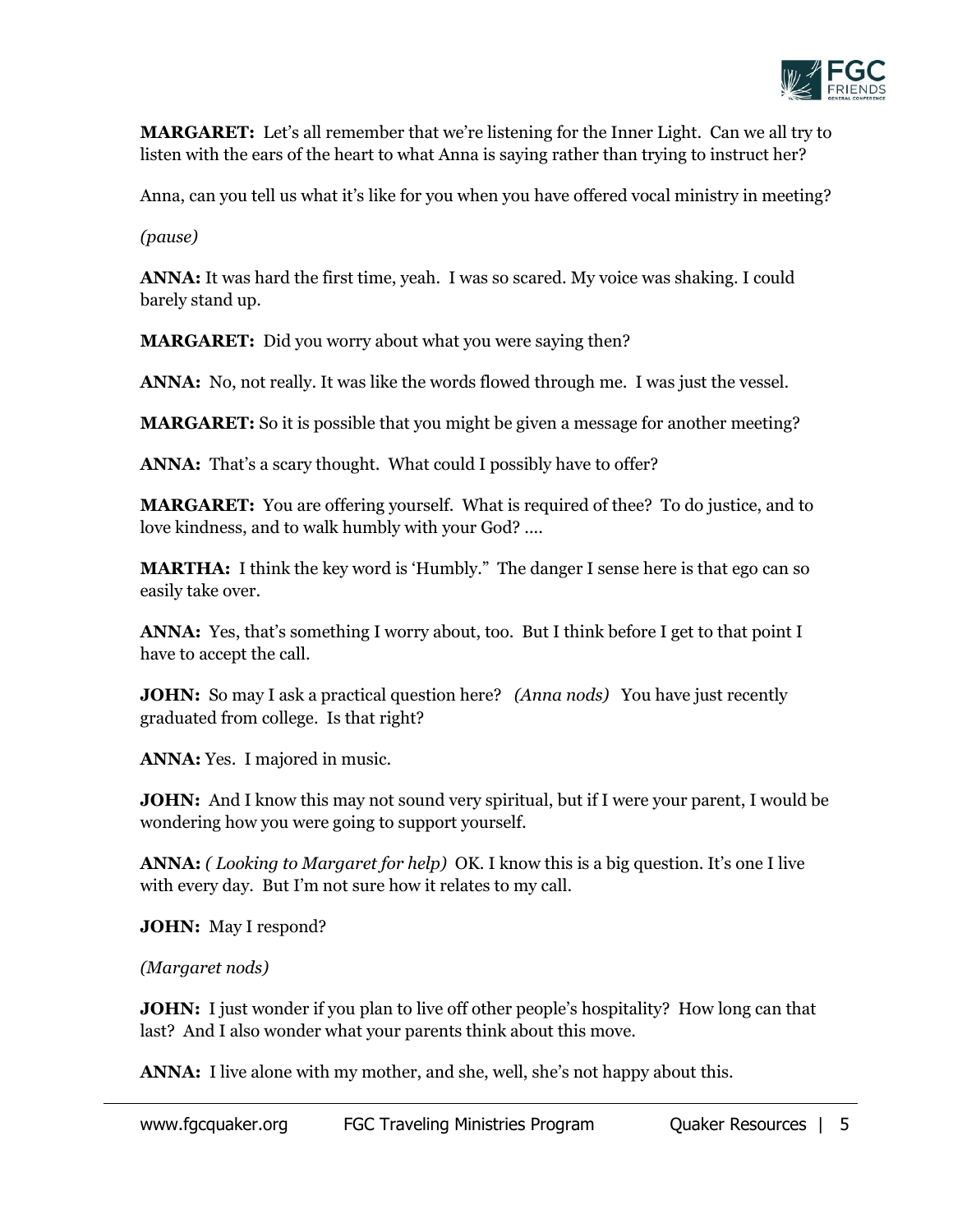**MARGARET:** Let's all remember that we're listening for the Inner Light. Can we all try to listen with the ears of the heart to what Anna is saying rather than trying to instruct her?

Anna, can you tell us what it's like for you when you have offered vocal ministry in meeting?

*(pause)*

**ANNA:** It was hard the first time, yeah. I was so scared. My voice was shaking. I could barely stand up.

**MARGARET:** Did you worry about what you were saying then?

**ANNA:** No, not really. It was like the words flowed through me. I was just the vessel.

**MARGARET:** So it is possible that you might be given a message for another meeting?

**ANNA:** That's a scary thought. What could I possibly have to offer?

**MARGARET:** You are offering yourself. What is required of thee? To do justice, and to love kindness, and to walk humbly with your God? ....

**MARTHA:** I think the key word is 'Humbly." The danger I sense here is that ego can so easily take over.

**ANNA:** Yes, that's something I worry about, too. But I think before I get to that point I have to accept the call.

**JOHN:** So may I ask a practical question here? *(Anna nods)* You have just recently graduated from college. Is that right?

**ANNA:** Yes. I majored in music.

**JOHN:** And I know this may not sound very spiritual, but if I were your parent, I would be wondering how you were going to support yourself.

**ANNA:** *( Looking to Margaret for help)* OK. I know this is a big question. It's one I live with every day. But I'm not sure how it relates to my call.

**JOHN:** May I respond?

*(Margaret nods)*

**JOHN:** I just wonder if you plan to live off other people's hospitality? How long can that last? And I also wonder what your parents think about this move.

**ANNA:** I live alone with my mother, and she, well, she's not happy about this.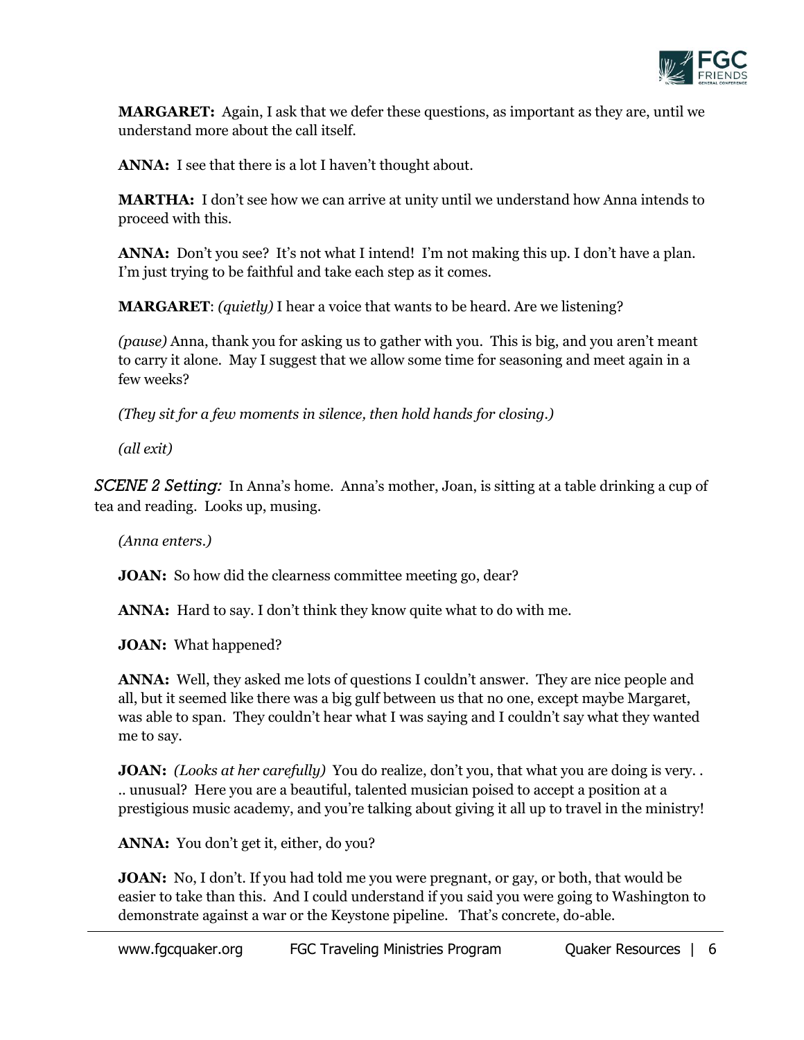**MARGARET:** Again, I ask that we defer these questions, as important as they are, until we understand more about the call itself.

**ANNA:** I see that there is a lot I haven't thought about.

**MARTHA:** I don't see how we can arrive at unity until we understand how Anna intends to proceed with this.

**ANNA:** Don't you see? It's not what I intend! I'm not making this up. I don't have a plan. I'm just trying to be faithful and take each step as it comes.

**MARGARET**: *(quietly)* I hear a voice that wants to be heard. Are we listening?

*(pause)* Anna, thank you for asking us to gather with you. This is big, and you aren't meant to carry it alone. May I suggest that we allow some time for seasoning and meet again in a few weeks?

*(They sit for a few moments in silence, then hold hands for closing.)*

*(all exit)*

*SCENE 2 Setting:* In Anna's home. Anna's mother, Joan, is sitting at a table drinking a cup of tea and reading. Looks up, musing.

*(Anna enters.)*

**JOAN:** So how did the clearness committee meeting go, dear?

**ANNA:** Hard to say. I don't think they know quite what to do with me.

**JOAN:** What happened?

**ANNA:** Well, they asked me lots of questions I couldn't answer. They are nice people and all, but it seemed like there was a big gulf between us that no one, except maybe Margaret, was able to span. They couldn't hear what I was saying and I couldn't say what they wanted me to say.

**JOAN:** *(Looks at her carefully)* You do realize, don't you, that what you are doing is very. . .. unusual? Here you are a beautiful, talented musician poised to accept a position at a prestigious music academy, and you're talking about giving it all up to travel in the ministry!

**ANNA:** You don't get it, either, do you?

**JOAN:** No, I don't. If you had told me you were pregnant, or gay, or both, that would be easier to take than this. And I could understand if you said you were going to Washington to demonstrate against a war or the Keystone pipeline. That's concrete, do-able.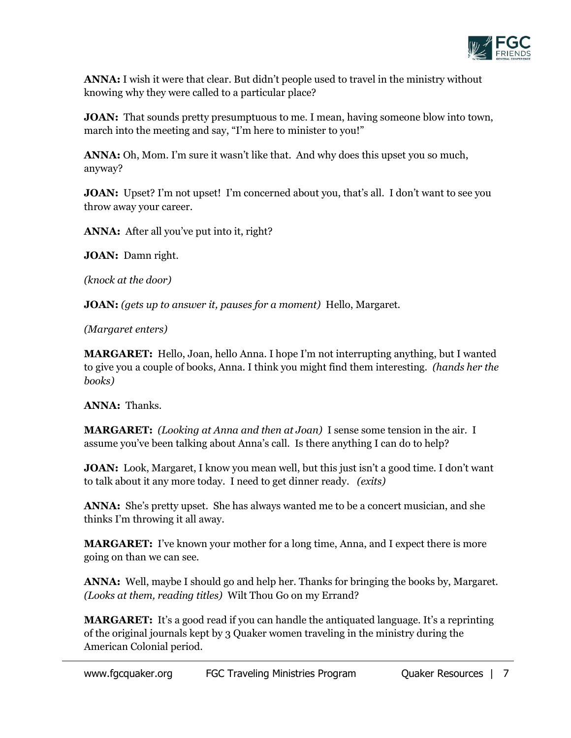**ANNA:** I wish it were that clear. But didn't people used to travel in the ministry without knowing why they were called to a particular place?

**JOAN:** That sounds pretty presumptuous to me. I mean, having someone blow into town, march into the meeting and say, "I'm here to minister to you!"

**ANNA:** Oh, Mom. I'm sure it wasn't like that. And why does this upset you so much, anyway?

**JOAN:** Upset? I'm not upset! I'm concerned about you, that's all. I don't want to see you throw away your career.

**ANNA:** After all you've put into it, right?

**JOAN:** Damn right.

*(knock at the door)*

**JOAN:** *(gets up to answer it, pauses for a moment)* Hello, Margaret.

*(Margaret enters)*

**MARGARET:** Hello, Joan, hello Anna. I hope I'm not interrupting anything, but I wanted to give you a couple of books, Anna. I think you might find them interesting. *(hands her the books)*

**ANNA:** Thanks.

**MARGARET:** *(Looking at Anna and then at Joan)* I sense some tension in the air. I assume you've been talking about Anna's call. Is there anything I can do to help?

**JOAN:** Look, Margaret, I know you mean well, but this just isn't a good time. I don't want to talk about it any more today. I need to get dinner ready. *(exits)*

**ANNA:** She's pretty upset. She has always wanted me to be a concert musician, and she thinks I'm throwing it all away.

**MARGARET:** I've known your mother for a long time, Anna, and I expect there is more going on than we can see.

**ANNA:** Well, maybe I should go and help her. Thanks for bringing the books by, Margaret. *(Looks at them, reading titles)* Wilt Thou Go on my Errand?

**MARGARET:** It's a good read if you can handle the antiquated language. It's a reprinting of the original journals kept by 3 Quaker women traveling in the ministry during the American Colonial period.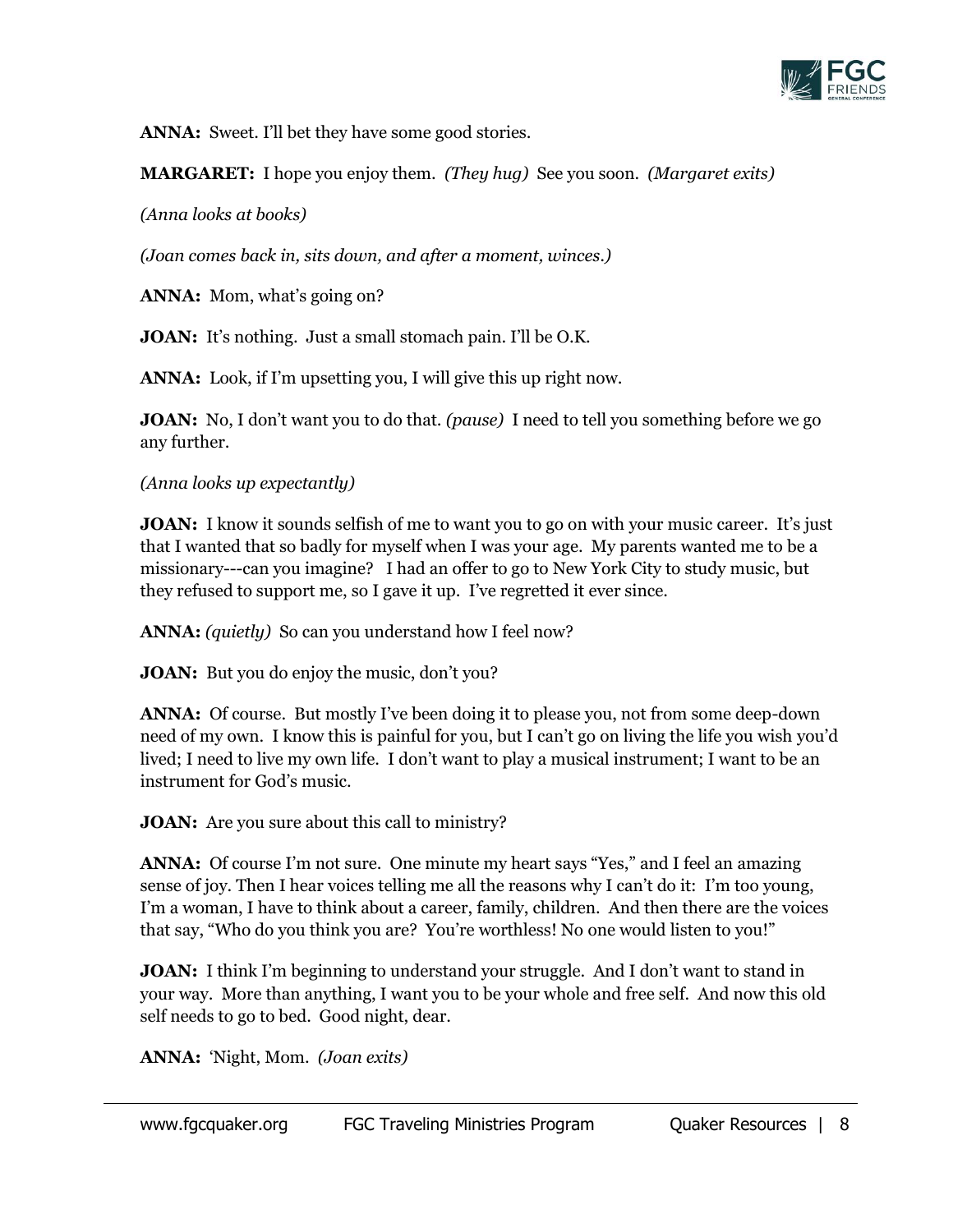**ANNA:** Sweet. I'll bet they have some good stories.

**MARGARET:** I hope you enjoy them. *(They hug)* See you soon. *(Margaret exits)*

*(Anna looks at books)*

*(Joan comes back in, sits down, and after a moment, winces.)*

**ANNA:** Mom, what's going on?

**JOAN:** It's nothing. Just a small stomach pain. I'll be O.K.

**ANNA:** Look, if I'm upsetting you, I will give this up right now.

**JOAN:** No, I don't want you to do that. *(pause)* I need to tell you something before we go any further.

*(Anna looks up expectantly)*

**JOAN:** I know it sounds selfish of me to want you to go on with your music career. It's just that I wanted that so badly for myself when I was your age. My parents wanted me to be a missionary---can you imagine? I had an offer to go to New York City to study music, but they refused to support me, so I gave it up. I've regretted it ever since.

**ANNA:** *(quietly)* So can you understand how I feel now?

**JOAN:** But you do enjoy the music, don't you?

**ANNA:** Of course. But mostly I've been doing it to please you, not from some deep-down need of my own. I know this is painful for you, but I can't go on living the life you wish you'd lived; I need to live my own life. I don't want to play a musical instrument; I want to be an instrument for God's music.

**JOAN:** Are you sure about this call to ministry?

**ANNA:** Of course I'm not sure. One minute my heart says "Yes," and I feel an amazing sense of joy. Then I hear voices telling me all the reasons why I can't do it: I'm too young, I'm a woman, I have to think about a career, family, children. And then there are the voices that say, "Who do you think you are? You're worthless! No one would listen to you!"

**JOAN:** I think I'm beginning to understand your struggle. And I don't want to stand in your way. More than anything, I want you to be your whole and free self. And now this old self needs to go to bed. Good night, dear.

**ANNA:** 'Night, Mom. *(Joan exits)*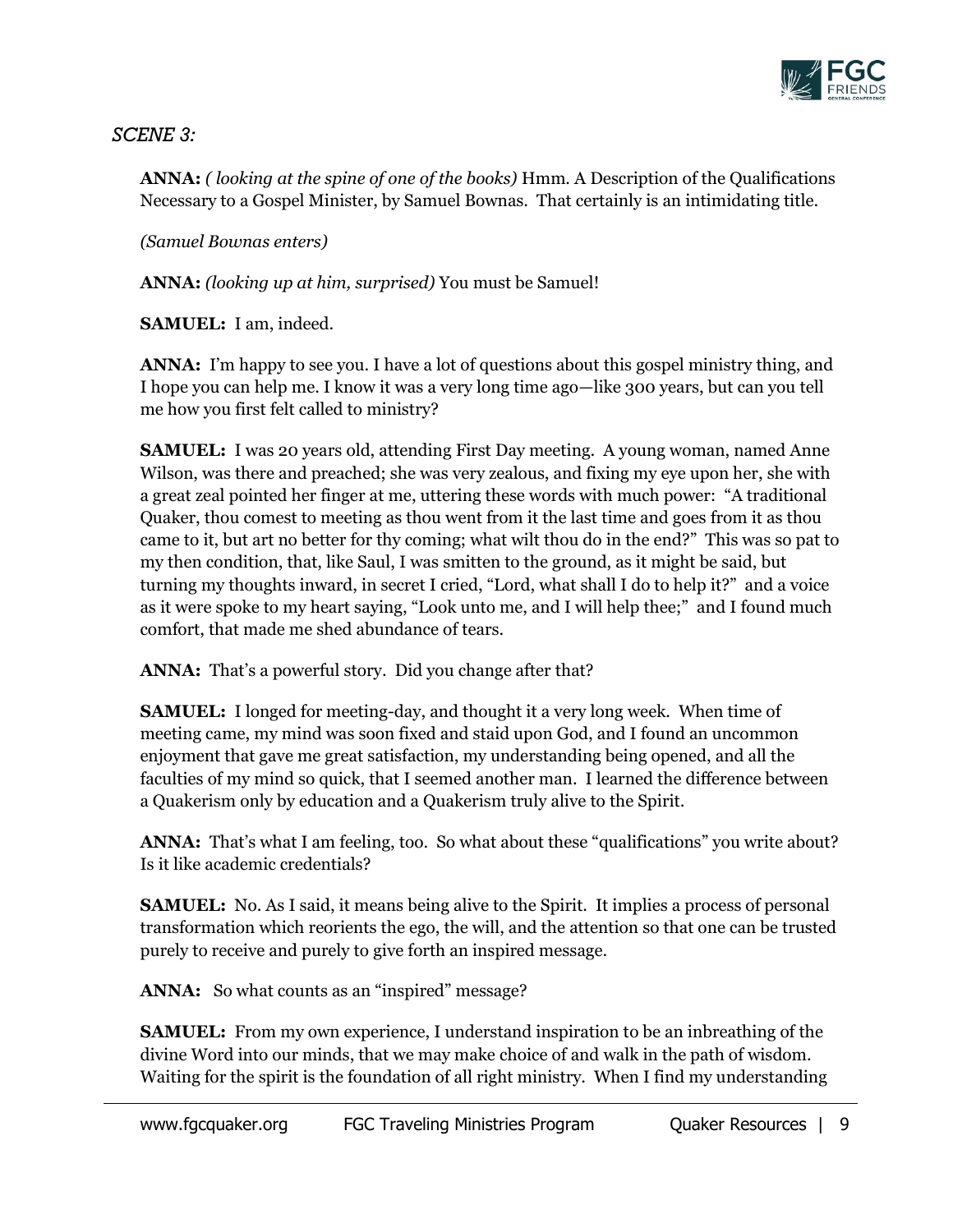*SCENE 3:*

**ANNA:** *( looking at the spine of one of the books)* Hmm. A Description of the Qualifications Necessary to a Gospel Minister, by Samuel Bownas. That certainly is an intimidating title.

*(Samuel Bownas enters)*

**ANNA:** *(looking up at him, surprised)* You must be Samuel!

**SAMUEL:** I am, indeed.

**ANNA:** I'm happy to see you. I have a lot of questions about this gospel ministry thing, and I hope you can help me. I know it was a very long time ago—like 300 years, but can you tell me how you first felt called to ministry?

**SAMUEL:** I was 20 years old, attending First Day meeting. A young woman, named Anne Wilson, was there and preached; she was very zealous, and fixing my eye upon her, she with a great zeal pointed her finger at me, uttering these words with much power: "A traditional Quaker, thou comest to meeting as thou went from it the last time and goes from it as thou came to it, but art no better for thy coming; what wilt thou do in the end?" This was so pat to my then condition, that, like Saul, I was smitten to the ground, as it might be said, but turning my thoughts inward, in secret I cried, "Lord, what shall I do to help it?" and a voice as it were spoke to my heart saying, "Look unto me, and I will help thee;" and I found much comfort, that made me shed abundance of tears.

**ANNA:** That's a powerful story. Did you change after that?

**SAMUEL:** I longed for meeting-day, and thought it a very long week. When time of meeting came, my mind was soon fixed and staid upon God, and I found an uncommon enjoyment that gave me great satisfaction, my understanding being opened, and all the faculties of my mind so quick, that I seemed another man. I learned the difference between a Quakerism only by education and a Quakerism truly alive to the Spirit.

**ANNA:** That's what I am feeling, too. So what about these "qualifications" you write about? Is it like academic credentials?

**SAMUEL:** No. As I said, it means being alive to the Spirit. It implies a process of personal transformation which reorients the ego, the will, and the attention so that one can be trusted purely to receive and purely to give forth an inspired message.

**ANNA:** So what counts as an "inspired" message?

**SAMUEL:** From my own experience, I understand inspiration to be an inbreathing of the divine Word into our minds, that we may make choice of and walk in the path of wisdom. Waiting for the spirit is the foundation of all right ministry. When I find my understanding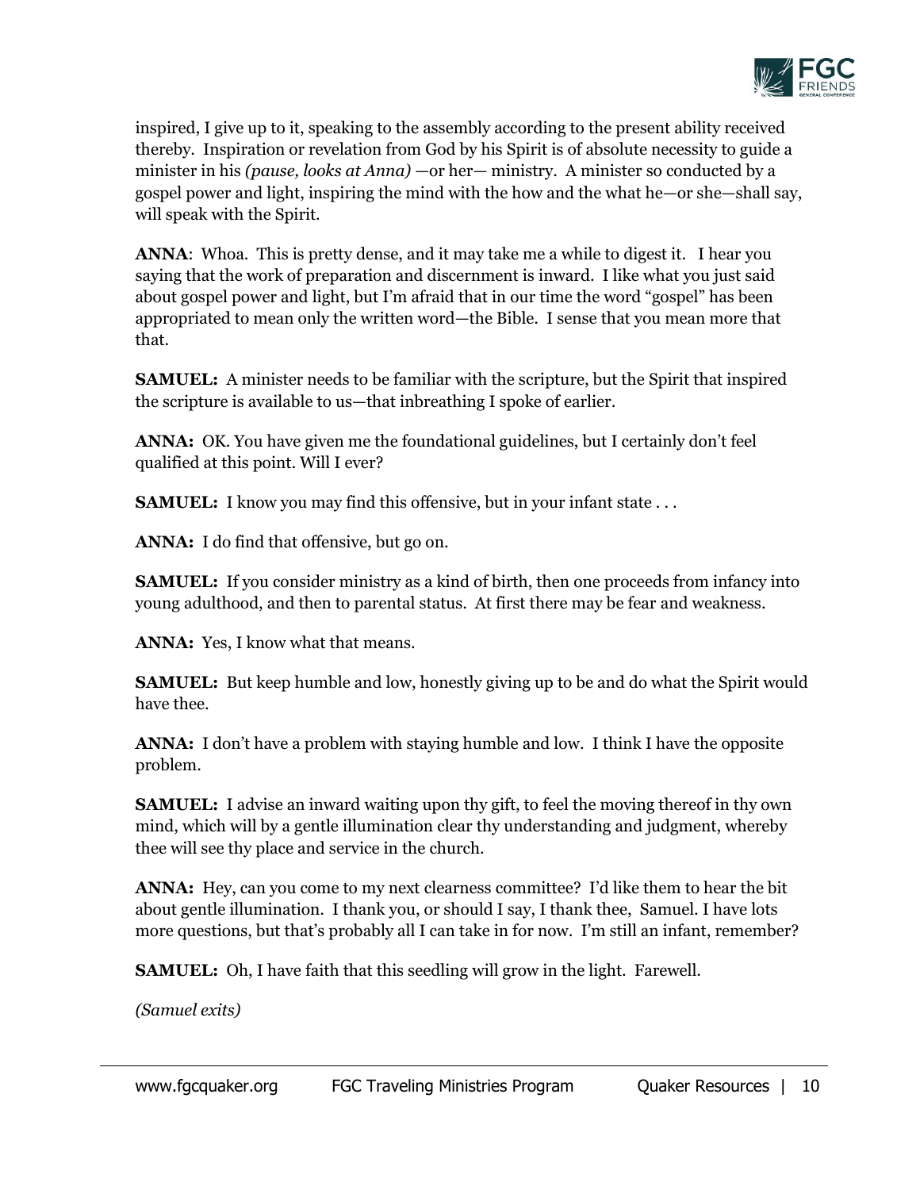inspired, I give up to it, speaking to the assembly according to the present ability received thereby. Inspiration or revelation from God by his Spirit is of absolute necessity to guide a minister in his *(pause, looks at Anna)* —or her— ministry. A minister so conducted by a gospel power and light, inspiring the mind with the how and the what he—or she—shall say, will speak with the Spirit.

**ANNA**: Whoa. This is pretty dense, and it may take me a while to digest it. I hear you saying that the work of preparation and discernment is inward. I like what you just said about gospel power and light, but I'm afraid that in our time the word "gospel" has been appropriated to mean only the written word—the Bible. I sense that you mean more that that.

**SAMUEL:** A minister needs to be familiar with the scripture, but the Spirit that inspired the scripture is available to us—that inbreathing I spoke of earlier.

**ANNA:** OK. You have given me the foundational guidelines, but I certainly don't feel qualified at this point. Will I ever?

**SAMUEL:** I know you may find this offensive, but in your infant state . . .

**ANNA:** I do find that offensive, but go on.

**SAMUEL:** If you consider ministry as a kind of birth, then one proceeds from infancy into young adulthood, and then to parental status. At first there may be fear and weakness.

**ANNA:** Yes, I know what that means.

**SAMUEL:** But keep humble and low, honestly giving up to be and do what the Spirit would have thee.

**ANNA:** I don't have a problem with staying humble and low. I think I have the opposite problem.

**SAMUEL:** I advise an inward waiting upon thy gift, to feel the moving thereof in thy own mind, which will by a gentle illumination clear thy understanding and judgment, whereby thee will see thy place and service in the church.

**ANNA:** Hey, can you come to my next clearness committee? I'd like them to hear the bit about gentle illumination. I thank you, or should I say, I thank thee, Samuel. I have lots more questions, but that's probably all I can take in for now. I'm still an infant, remember?

**SAMUEL:** Oh, I have faith that this seedling will grow in the light. Farewell.

*(Samuel exits)*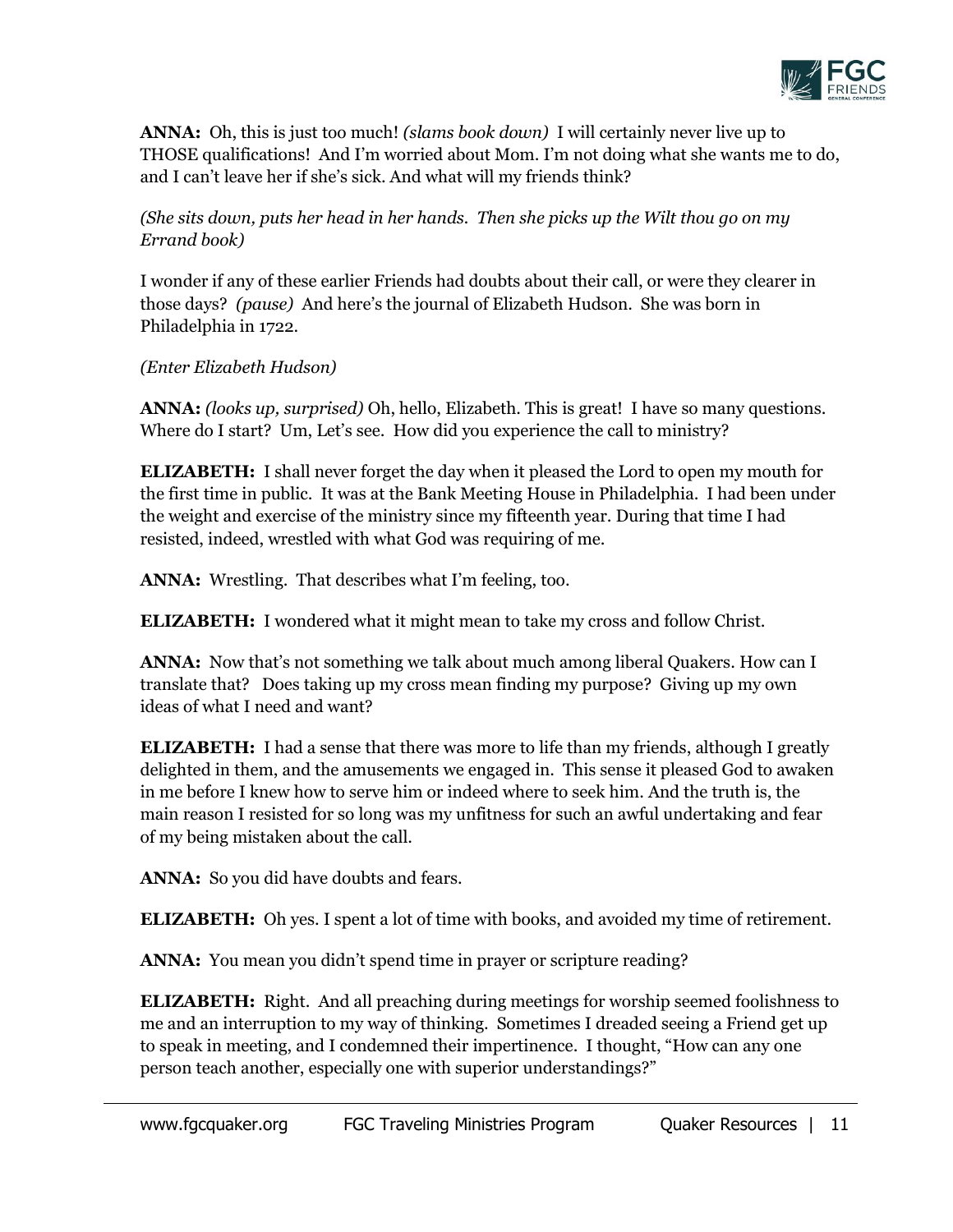**ANNA:** Oh, this is just too much! *(slams book down)* I will certainly never live up to THOSE qualifications! And I'm worried about Mom. I'm not doing what she wants me to do, and I can't leave her if she's sick. And what will my friends think?

*(She sits down, puts her head in her hands. Then she picks up the Wilt thou go on my Errand book)*

I wonder if any of these earlier Friends had doubts about their call, or were they clearer in those days? *(pause)* And here's the journal of Elizabeth Hudson. She was born in Philadelphia in 1722.

*(Enter Elizabeth Hudson)*

**ANNA:** *(looks up, surprised)* Oh, hello, Elizabeth. This is great! I have so many questions. Where do I start? Um, Let's see. How did you experience the call to ministry?

**ELIZABETH:** I shall never forget the day when it pleased the Lord to open my mouth for the first time in public. It was at the Bank Meeting House in Philadelphia. I had been under the weight and exercise of the ministry since my fifteenth year. During that time I had resisted, indeed, wrestled with what God was requiring of me.

**ANNA:** Wrestling. That describes what I'm feeling, too.

**ELIZABETH:** I wondered what it might mean to take my cross and follow Christ.

**ANNA:** Now that's not something we talk about much among liberal Quakers. How can I translate that? Does taking up my cross mean finding my purpose? Giving up my own ideas of what I need and want?

**ELIZABETH:** I had a sense that there was more to life than my friends, although I greatly delighted in them, and the amusements we engaged in. This sense it pleased God to awaken in me before I knew how to serve him or indeed where to seek him. And the truth is, the main reason I resisted for so long was my unfitness for such an awful undertaking and fear of my being mistaken about the call.

**ANNA:** So you did have doubts and fears.

**ELIZABETH:** Oh yes. I spent a lot of time with books, and avoided my time of retirement.

**ANNA:** You mean you didn't spend time in prayer or scripture reading?

**ELIZABETH:** Right. And all preaching during meetings for worship seemed foolishness to me and an interruption to my way of thinking. Sometimes I dreaded seeing a Friend get up to speak in meeting, and I condemned their impertinence. I thought, "How can any one person teach another, especially one with superior understandings?"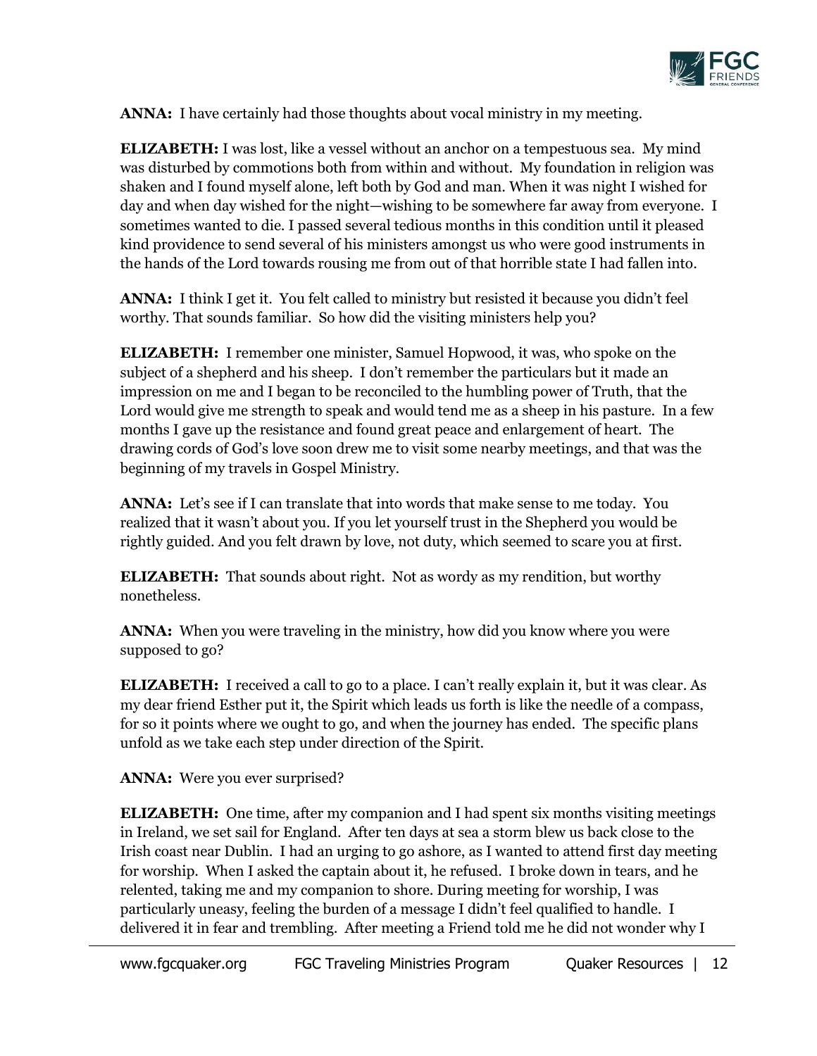**ANNA:** I have certainly had those thoughts about vocal ministry in my meeting.

**ELIZABETH:** I was lost, like a vessel without an anchor on a tempestuous sea. My mind was disturbed by commotions both from within and without. My foundation in religion was shaken and I found myself alone, left both by God and man. When it was night I wished for day and when day wished for the night—wishing to be somewhere far away from everyone. I sometimes wanted to die. I passed several tedious months in this condition until it pleased kind providence to send several of his ministers amongst us who were good instruments in the hands of the Lord towards rousing me from out of that horrible state I had fallen into.

**ANNA:** I think I get it. You felt called to ministry but resisted it because you didn't feel worthy. That sounds familiar. So how did the visiting ministers help you?

**ELIZABETH:** I remember one minister, Samuel Hopwood, it was, who spoke on the subject of a shepherd and his sheep. I don't remember the particulars but it made an impression on me and I began to be reconciled to the humbling power of Truth, that the Lord would give me strength to speak and would tend me as a sheep in his pasture. In a few months I gave up the resistance and found great peace and enlargement of heart. The drawing cords of God's love soon drew me to visit some nearby meetings, and that was the beginning of my travels in Gospel Ministry.

**ANNA:** Let's see if I can translate that into words that make sense to me today. You realized that it wasn't about you. If you let yourself trust in the Shepherd you would be rightly guided. And you felt drawn by love, not duty, which seemed to scare you at first.

**ELIZABETH:** That sounds about right. Not as wordy as my rendition, but worthy nonetheless.

**ANNA:** When you were traveling in the ministry, how did you know where you were supposed to go?

**ELIZABETH:** I received a call to go to a place. I can't really explain it, but it was clear. As my dear friend Esther put it, the Spirit which leads us forth is like the needle of a compass, for so it points where we ought to go, and when the journey has ended. The specific plans unfold as we take each step under direction of the Spirit.

**ANNA:** Were you ever surprised?

**ELIZABETH:** One time, after my companion and I had spent six months visiting meetings in Ireland, we set sail for England. After ten days at sea a storm blew us back close to the Irish coast near Dublin. I had an urging to go ashore, as I wanted to attend first day meeting for worship. When I asked the captain about it, he refused. I broke down in tears, and he relented, taking me and my companion to shore. During meeting for worship, I was particularly uneasy, feeling the burden of a message I didn't feel qualified to handle. I delivered it in fear and trembling. After meeting a Friend told me he did not wonder why I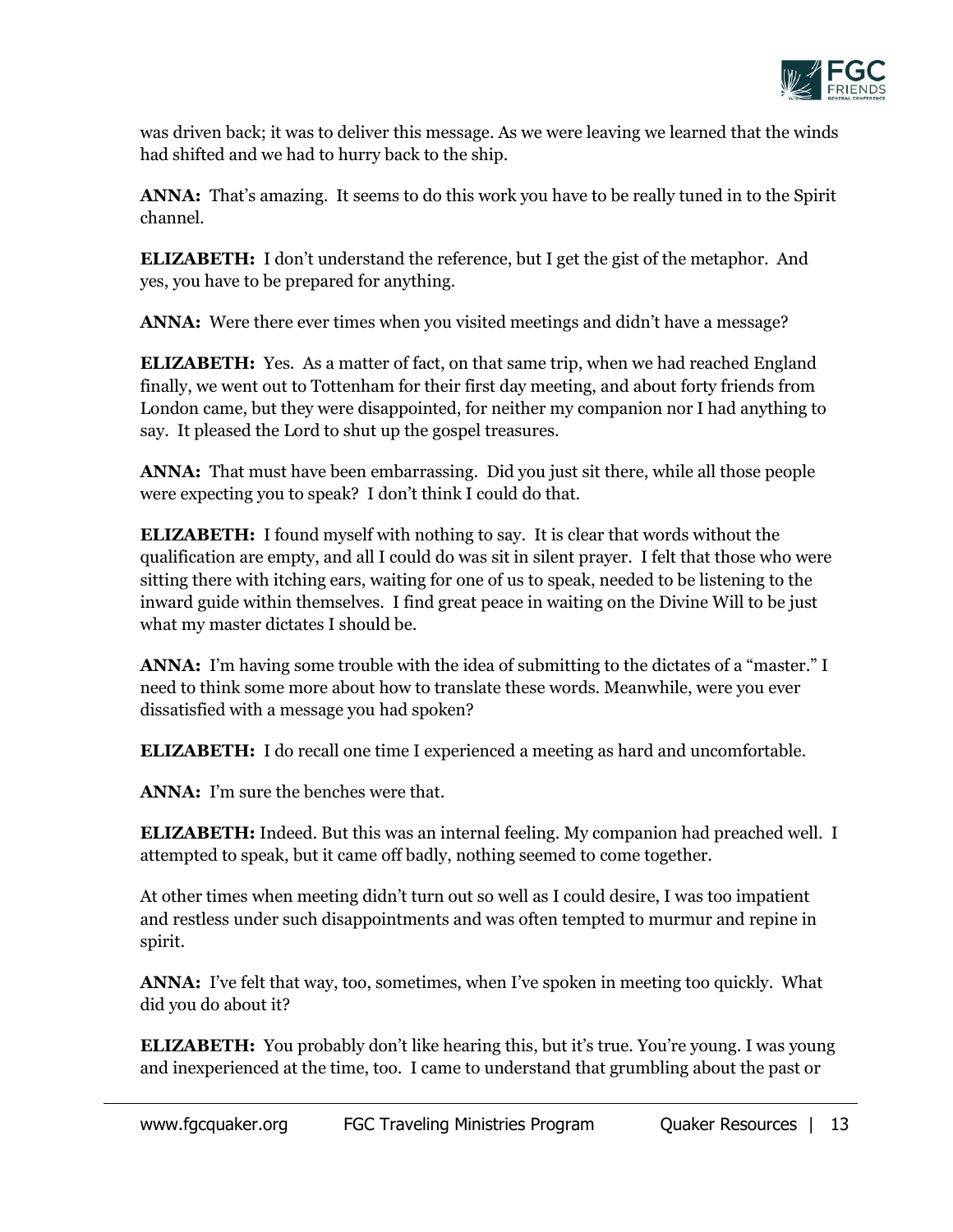was driven back; it was to deliver this message. As we were leaving we learned that the winds had shifted and we had to hurry back to the ship.

**ANNA:** That's amazing. It seems to do this work you have to be really tuned in to the Spirit channel.

**ELIZABETH:** I don't understand the reference, but I get the gist of the metaphor. And yes, you have to be prepared for anything.

**ANNA:** Were there ever times when you visited meetings and didn't have a message?

**ELIZABETH:** Yes. As a matter of fact, on that same trip, when we had reached England finally, we went out to Tottenham for their first day meeting, and about forty friends from London came, but they were disappointed, for neither my companion nor I had anything to say. It pleased the Lord to shut up the gospel treasures.

**ANNA:** That must have been embarrassing. Did you just sit there, while all those people were expecting you to speak? I don't think I could do that.

**ELIZABETH:** I found myself with nothing to say. It is clear that words without the qualification are empty, and all I could do was sit in silent prayer. I felt that those who were sitting there with itching ears, waiting for one of us to speak, needed to be listening to the inward guide within themselves. I find great peace in waiting on the Divine Will to be just what my master dictates I should be.

**ANNA:** I'm having some trouble with the idea of submitting to the dictates of a "master." I need to think some more about how to translate these words. Meanwhile, were you ever dissatisfied with a message you had spoken?

**ELIZABETH:** I do recall one time I experienced a meeting as hard and uncomfortable.

**ANNA:** I'm sure the benches were that.

**ELIZABETH:** Indeed. But this was an internal feeling. My companion had preached well. I attempted to speak, but it came off badly, nothing seemed to come together.

At other times when meeting didn't turn out so well as I could desire, I was too impatient and restless under such disappointments and was often tempted to murmur and repine in spirit.

**ANNA:** I've felt that way, too, sometimes, when I've spoken in meeting too quickly. What did you do about it?

**ELIZABETH:** You probably don't like hearing this, but it's true. You're young. I was young and inexperienced at the time, too. I came to understand that grumbling about the past or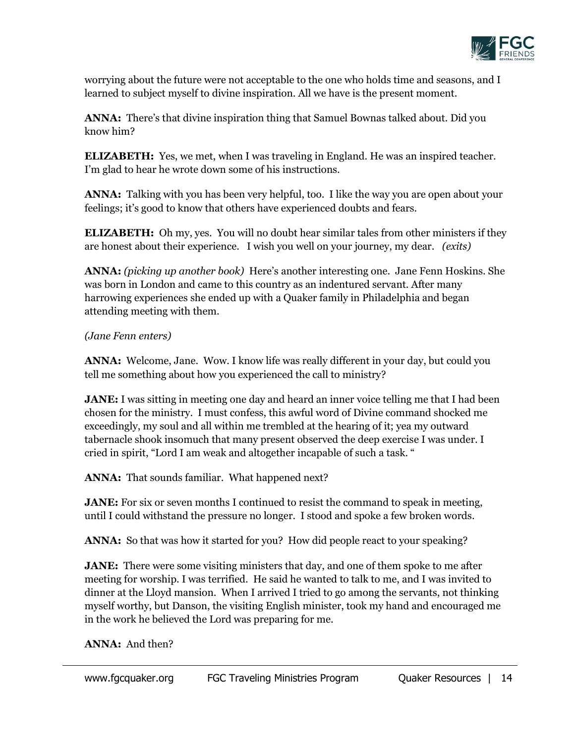worrying about the future were not acceptable to the one who holds time and seasons, and I learned to subject myself to divine inspiration. All we have is the present moment.

**ANNA:** There's that divine inspiration thing that Samuel Bownas talked about. Did you know him?

**ELIZABETH:** Yes, we met, when I was traveling in England. He was an inspired teacher. I'm glad to hear he wrote down some of his instructions.

**ANNA:** Talking with you has been very helpful, too. I like the way you are open about your feelings; it's good to know that others have experienced doubts and fears.

**ELIZABETH:** Oh my, yes. You will no doubt hear similar tales from other ministers if they are honest about their experience. I wish you well on your journey, my dear. *(exits)*

**ANNA:** *(picking up another book)* Here's another interesting one. Jane Fenn Hoskins. She was born in London and came to this country as an indentured servant. After many harrowing experiences she ended up with a Quaker family in Philadelphia and began attending meeting with them.

*(Jane Fenn enters)*

**ANNA:** Welcome, Jane. Wow. I know life was really different in your day, but could you tell me something about how you experienced the call to ministry?

**JANE:** I was sitting in meeting one day and heard an inner voice telling me that I had been chosen for the ministry. I must confess, this awful word of Divine command shocked me exceedingly, my soul and all within me trembled at the hearing of it; yea my outward tabernacle shook insomuch that many present observed the deep exercise I was under. I cried in spirit, "Lord I am weak and altogether incapable of such a task. "

**ANNA:** That sounds familiar. What happened next?

**JANE:** For six or seven months I continued to resist the command to speak in meeting, until I could withstand the pressure no longer. I stood and spoke a few broken words.

**ANNA:** So that was how it started for you? How did people react to your speaking?

**JANE:** There were some visiting ministers that day, and one of them spoke to me after meeting for worship. I was terrified. He said he wanted to talk to me, and I was invited to dinner at the Lloyd mansion. When I arrived I tried to go among the servants, not thinking myself worthy, but Danson, the visiting English minister, took my hand and encouraged me in the work he believed the Lord was preparing for me.

**ANNA:** And then?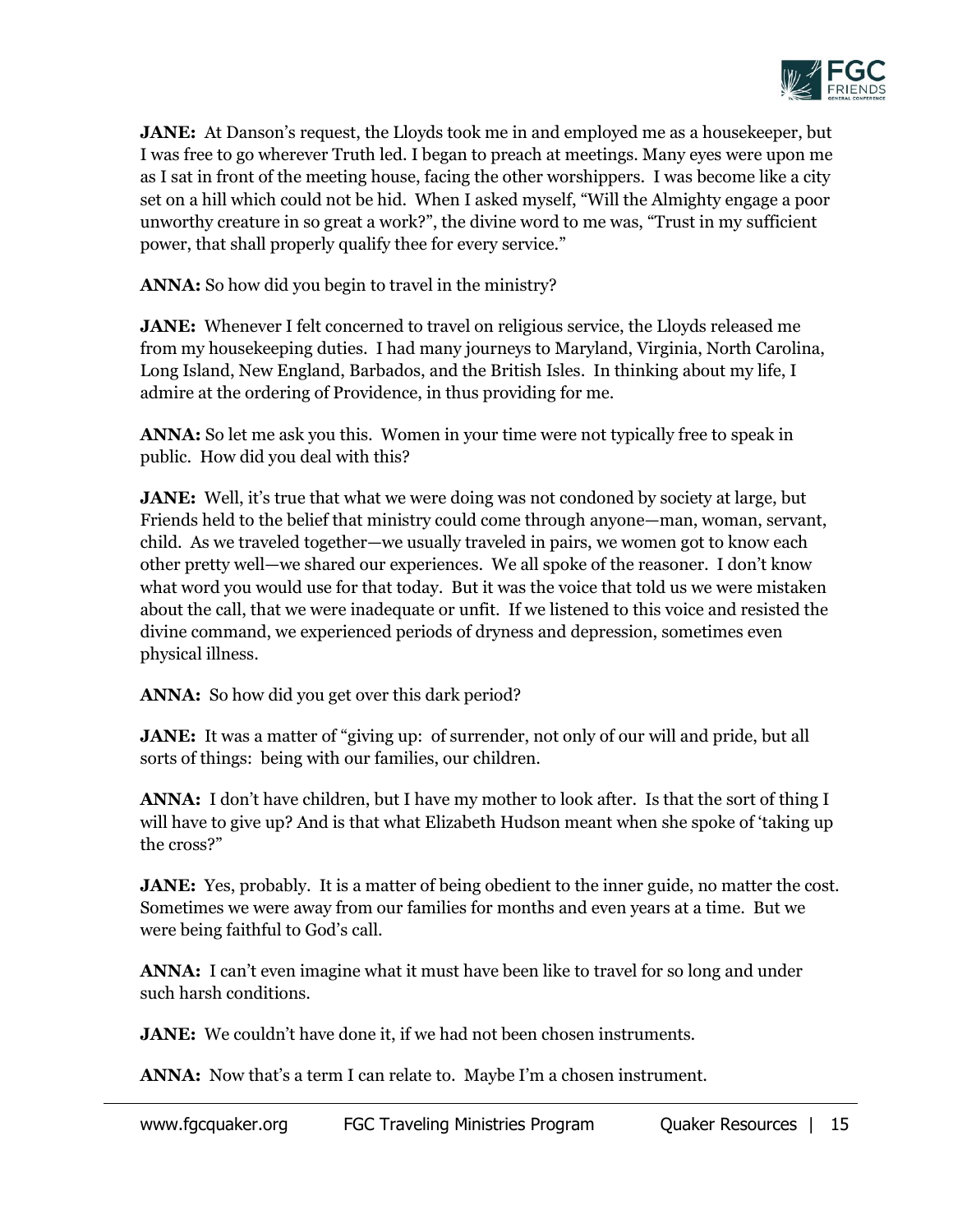**JANE:** At Danson's request, the Lloyds took me in and employed me as a housekeeper, but I was free to go wherever Truth led. I began to preach at meetings. Many eyes were upon me as I sat in front of the meeting house, facing the other worshippers. I was become like a city set on a hill which could not be hid. When I asked myself, "Will the Almighty engage a poor unworthy creature in so great a work?", the divine word to me was, "Trust in my sufficient power, that shall properly qualify thee for every service."

**ANNA:** So how did you begin to travel in the ministry?

**JANE:** Whenever I felt concerned to travel on religious service, the Lloyds released me from my housekeeping duties. I had many journeys to Maryland, Virginia, North Carolina, Long Island, New England, Barbados, and the British Isles. In thinking about my life, I admire at the ordering of Providence, in thus providing for me.

**ANNA:** So let me ask you this. Women in your time were not typically free to speak in public. How did you deal with this?

**JANE:** Well, it's true that what we were doing was not condoned by society at large, but Friends held to the belief that ministry could come through anyone—man, woman, servant, child. As we traveled together—we usually traveled in pairs, we women got to know each other pretty well—we shared our experiences. We all spoke of the reasoner. I don't know what word you would use for that today. But it was the voice that told us we were mistaken about the call, that we were inadequate or unfit. If we listened to this voice and resisted the divine command, we experienced periods of dryness and depression, sometimes even physical illness.

**ANNA:** So how did you get over this dark period?

**JANE:** It was a matter of "giving up: of surrender, not only of our will and pride, but all sorts of things: being with our families, our children.

**ANNA:** I don't have children, but I have my mother to look after. Is that the sort of thing I will have to give up? And is that what Elizabeth Hudson meant when she spoke of 'taking up the cross?"

**JANE:** Yes, probably. It is a matter of being obedient to the inner guide, no matter the cost. Sometimes we were away from our families for months and even years at a time. But we were being faithful to God's call.

**ANNA:** I can't even imagine what it must have been like to travel for so long and under such harsh conditions.

**JANE:** We couldn't have done it, if we had not been chosen instruments.

**ANNA:** Now that's a term I can relate to. Maybe I'm a chosen instrument.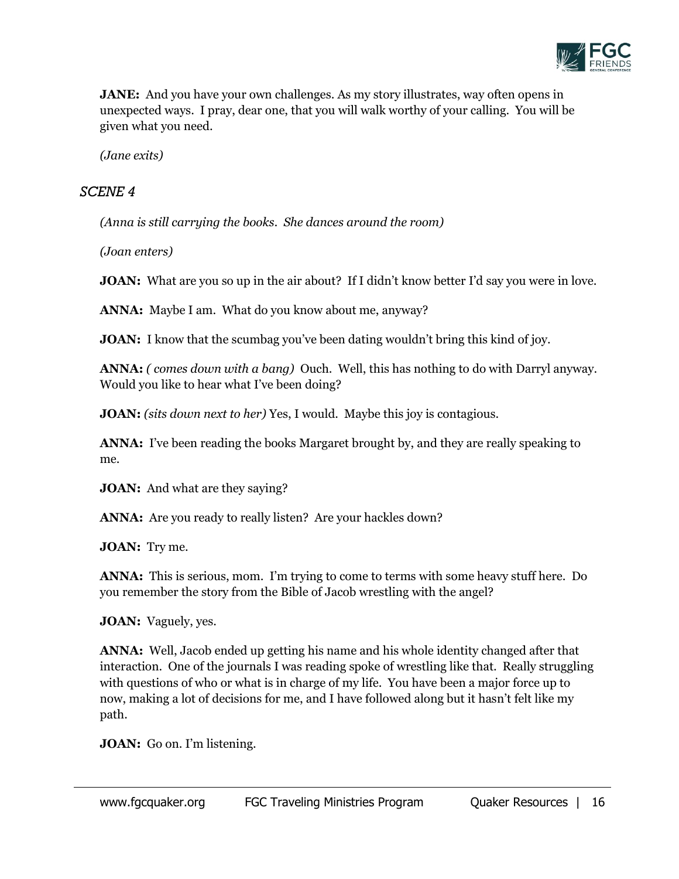**JANE:** And you have your own challenges. As my story illustrates, way often opens in unexpected ways. I pray, dear one, that you will walk worthy of your calling. You will be given what you need.

*(Jane exits)*

## *SCENE 4*

*(Anna is still carrying the books. She dances around the room)*

*(Joan enters)*

**JOAN:** What are you so up in the air about? If I didn't know better I'd say you were in love.

**ANNA:** Maybe I am. What do you know about me, anyway?

**JOAN:** I know that the scumbag you've been dating wouldn't bring this kind of joy.

**ANNA:** *( comes down with a bang)* Ouch. Well, this has nothing to do with Darryl anyway. Would you like to hear what I've been doing?

**JOAN:** *(sits down next to her)* Yes, I would. Maybe this joy is contagious.

**ANNA:** I've been reading the books Margaret brought by, and they are really speaking to me.

**JOAN:** And what are they saying?

**ANNA:** Are you ready to really listen? Are your hackles down?

**JOAN:** Try me.

**ANNA:** This is serious, mom. I'm trying to come to terms with some heavy stuff here. Do you remember the story from the Bible of Jacob wrestling with the angel?

**JOAN:** Vaguely, yes.

**ANNA:** Well, Jacob ended up getting his name and his whole identity changed after that interaction. One of the journals I was reading spoke of wrestling like that. Really struggling with questions of who or what is in charge of my life. You have been a major force up to now, making a lot of decisions for me, and I have followed along but it hasn't felt like my path.

**JOAN:** Go on. I'm listening.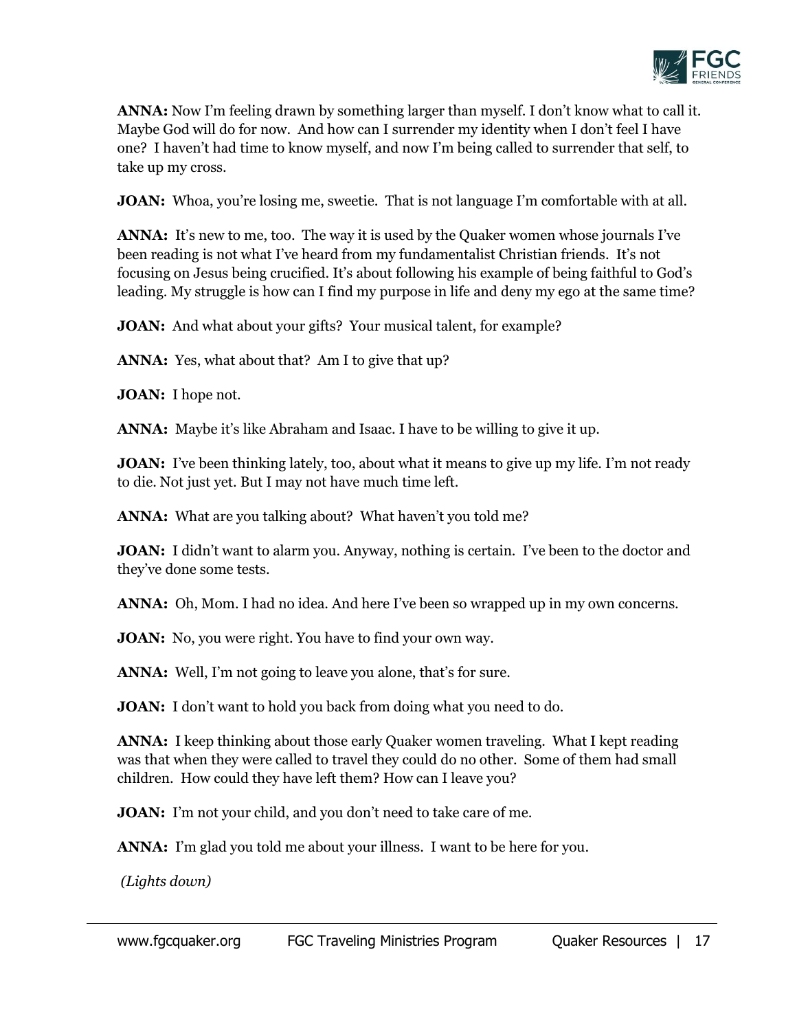**ANNA:** Now I'm feeling drawn by something larger than myself. I don't know what to call it. Maybe God will do for now. And how can I surrender my identity when I don't feel I have one? I haven't had time to know myself, and now I'm being called to surrender that self, to take up my cross.

**JOAN:** Whoa, you're losing me, sweetie. That is not language I'm comfortable with at all.

**ANNA:** It's new to me, too. The way it is used by the Quaker women whose journals I've been reading is not what I've heard from my fundamentalist Christian friends. It's not focusing on Jesus being crucified. It's about following his example of being faithful to God's leading. My struggle is how can I find my purpose in life and deny my ego at the same time?

**JOAN:** And what about your gifts? Your musical talent, for example?

**ANNA:** Yes, what about that? Am I to give that up?

**JOAN:** I hope not.

**ANNA:** Maybe it's like Abraham and Isaac. I have to be willing to give it up.

**JOAN:** I've been thinking lately, too, about what it means to give up my life. I'm not ready to die. Not just yet. But I may not have much time left.

**ANNA:** What are you talking about? What haven't you told me?

**JOAN:** I didn't want to alarm you. Anyway, nothing is certain. I've been to the doctor and they've done some tests.

**ANNA:** Oh, Mom. I had no idea. And here I've been so wrapped up in my own concerns.

**JOAN:** No, you were right. You have to find your own way.

**ANNA:** Well, I'm not going to leave you alone, that's for sure.

**JOAN:** I don't want to hold you back from doing what you need to do.

**ANNA:** I keep thinking about those early Quaker women traveling. What I kept reading was that when they were called to travel they could do no other. Some of them had small children. How could they have left them? How can I leave you?

**JOAN:** I'm not your child, and you don't need to take care of me.

**ANNA:** I'm glad you told me about your illness. I want to be here for you.

*(Lights down)*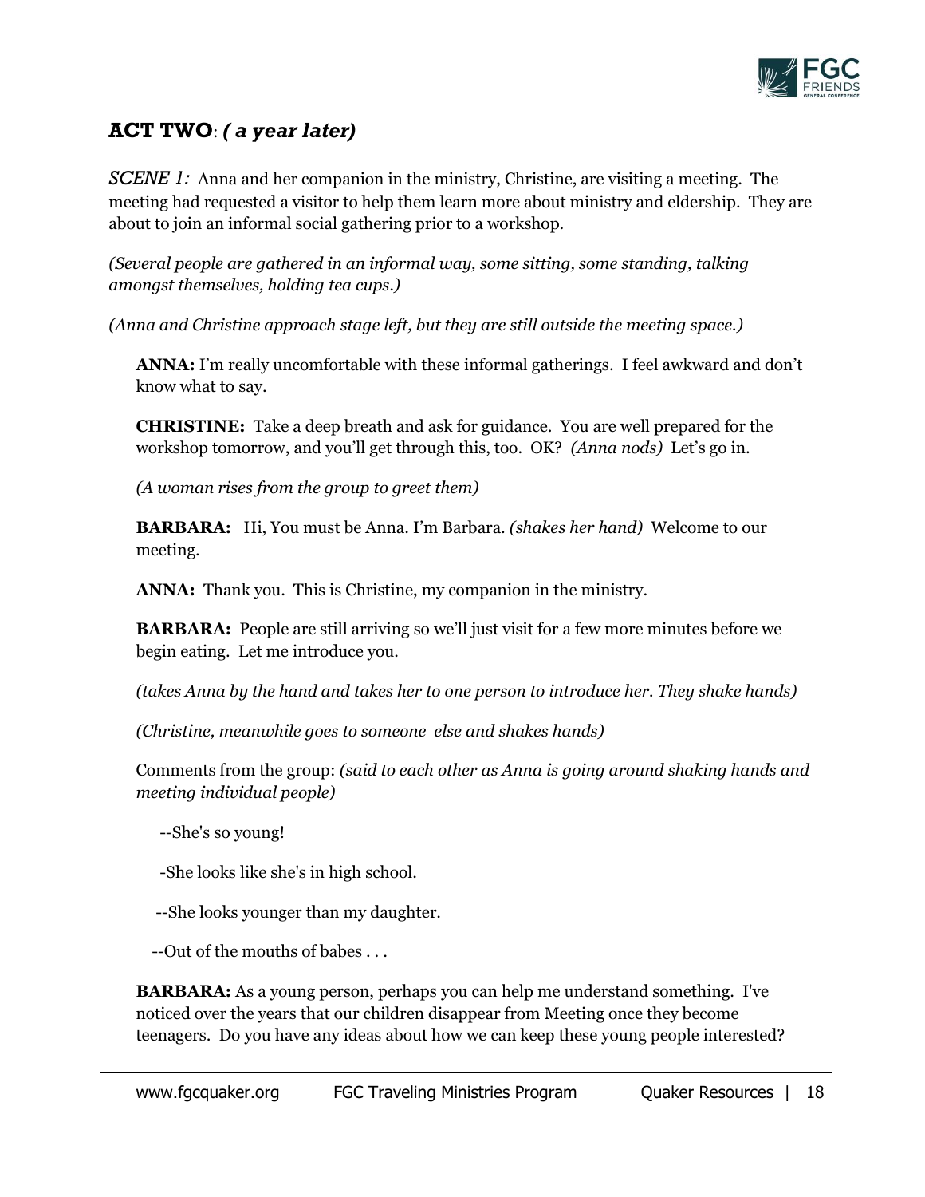## **ACT TWO**: *( a year later)*

*SCENE 1:* Anna and her companion in the ministry, Christine, are visiting a meeting. The meeting had requested a visitor to help them learn more about ministry and eldership. They are about to join an informal social gathering prior to a workshop.

*(Several people are gathered in an informal way, some sitting, some standing, talking amongst themselves, holding tea cups.)*

*(Anna and Christine approach stage left, but they are still outside the meeting space.)*

**ANNA:** I'm really uncomfortable with these informal gatherings. I feel awkward and don't know what to say.

**CHRISTINE:** Take a deep breath and ask for guidance. You are well prepared for the workshop tomorrow, and you'll get through this, too. OK? *(Anna nods)* Let's go in.

*(A woman rises from the group to greet them)*

**BARBARA:** Hi, You must be Anna. I'm Barbara. *(shakes her hand)* Welcome to our meeting.

**ANNA:** Thank you. This is Christine, my companion in the ministry.

**BARBARA:** People are still arriving so we'll just visit for a few more minutes before we begin eating. Let me introduce you.

*(takes Anna by the hand and takes her to one person to introduce her. They shake hands)*

*(Christine, meanwhile goes to someone else and shakes hands)*

Comments from the group: *(said to each other as Anna is going around shaking hands and meeting individual people)*

--She's so young!

-She looks like she's in high school.

--She looks younger than my daughter.

--Out of the mouths of babes . . .

**BARBARA:** As a young person, perhaps you can help me understand something. I've noticed over the years that our children disappear from Meeting once they become teenagers. Do you have any ideas about how we can keep these young people interested?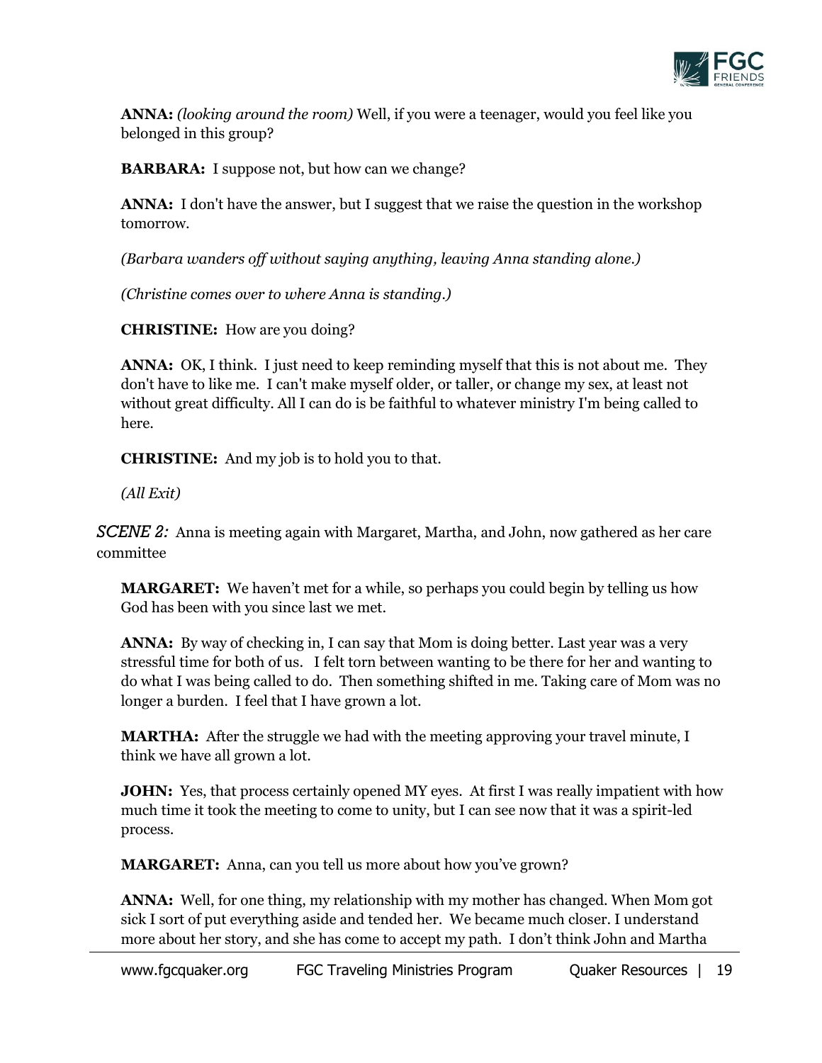**ANNA:** *(looking around the room)* Well, if you were a teenager, would you feel like you belonged in this group?

**BARBARA:** I suppose not, but how can we change?

**ANNA:** I don't have the answer, but I suggest that we raise the question in the workshop tomorrow.

*(Barbara wanders off without saying anything, leaving Anna standing alone.)*

*(Christine comes over to where Anna is standing.)*

**CHRISTINE:** How are you doing?

**ANNA:** OK, I think. I just need to keep reminding myself that this is not about me. They don't have to like me. I can't make myself older, or taller, or change my sex, at least not without great difficulty. All I can do is be faithful to whatever ministry I'm being called to here.

**CHRISTINE:** And my job is to hold you to that.

*(All Exit)*

*SCENE 2:* Anna is meeting again with Margaret, Martha, and John, now gathered as her care committee

**MARGARET:** We haven't met for a while, so perhaps you could begin by telling us how God has been with you since last we met.

**ANNA:** By way of checking in, I can say that Mom is doing better. Last year was a very stressful time for both of us. I felt torn between wanting to be there for her and wanting to do what I was being called to do. Then something shifted in me. Taking care of Mom was no longer a burden. I feel that I have grown a lot.

**MARTHA:** After the struggle we had with the meeting approving your travel minute, I think we have all grown a lot.

**JOHN:** Yes, that process certainly opened MY eyes. At first I was really impatient with how much time it took the meeting to come to unity, but I can see now that it was a spirit-led process.

**MARGARET:** Anna, can you tell us more about how you've grown?

**ANNA:** Well, for one thing, my relationship with my mother has changed. When Mom got sick I sort of put everything aside and tended her. We became much closer. I understand more about her story, and she has come to accept my path. I don't think John and Martha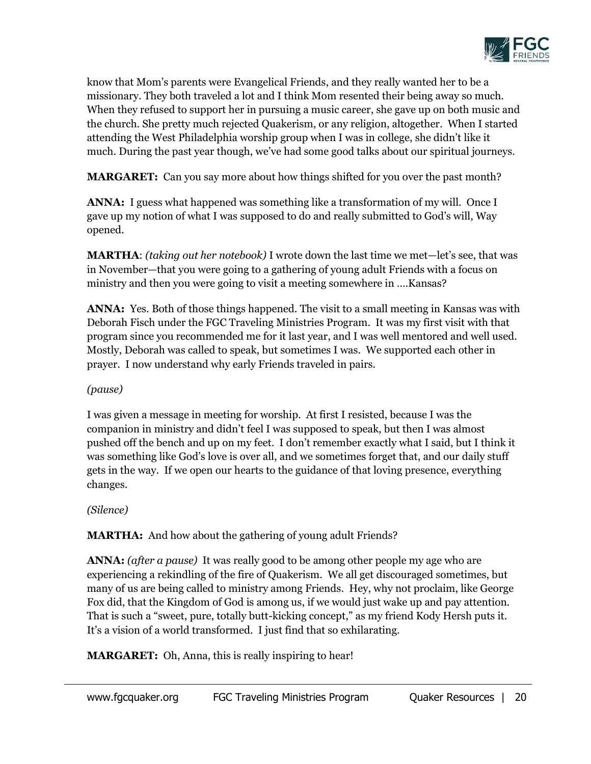know that Mom's parents were Evangelical Friends, and they really wanted her to be a missionary. They both traveled a lot and I think Mom resented their being away so much. When they refused to support her in pursuing a music career, she gave up on both music and the church. She pretty much rejected Quakerism, or any religion, altogether. When I started attending the West Philadelphia worship group when I was in college, she didn't like it much. During the past year though, we've had some good talks about our spiritual journeys.

**MARGARET:** Can you say more about how things shifted for you over the past month?

**ANNA:** I guess what happened was something like a transformation of my will. Once I gave up my notion of what I was supposed to do and really submitted to God's will, Way opened.

**MARTHA**: *(taking out her notebook)* I wrote down the last time we met—let's see, that was in November—that you were going to a gathering of young adult Friends with a focus on ministry and then you were going to visit a meeting somewhere in ….Kansas?

**ANNA:** Yes. Both of those things happened. The visit to a small meeting in Kansas was with Deborah Fisch under the FGC Traveling Ministries Program. It was my first visit with that program since you recommended me for it last year, and I was well mentored and well used. Mostly, Deborah was called to speak, but sometimes I was. We supported each other in prayer. I now understand why early Friends traveled in pairs.

*(pause)*

I was given a message in meeting for worship. At first I resisted, because I was the companion in ministry and didn't feel I was supposed to speak, but then I was almost pushed off the bench and up on my feet. I don't remember exactly what I said, but I think it was something like God's love is over all, and we sometimes forget that, and our daily stuff gets in the way. If we open our hearts to the guidance of that loving presence, everything changes.

*(Silence)*

**MARTHA:** And how about the gathering of young adult Friends?

**ANNA:** *(after a pause)* It was really good to be among other people my age who are experiencing a rekindling of the fire of Quakerism. We all get discouraged sometimes, but many of us are being called to ministry among Friends. Hey, why not proclaim, like George Fox did, that the Kingdom of God is among us, if we would just wake up and pay attention. That is such a "sweet, pure, totally butt-kicking concept," as my friend Kody Hersh puts it. It's a vision of a world transformed. I just find that so exhilarating.

**MARGARET:** Oh, Anna, this is really inspiring to hear!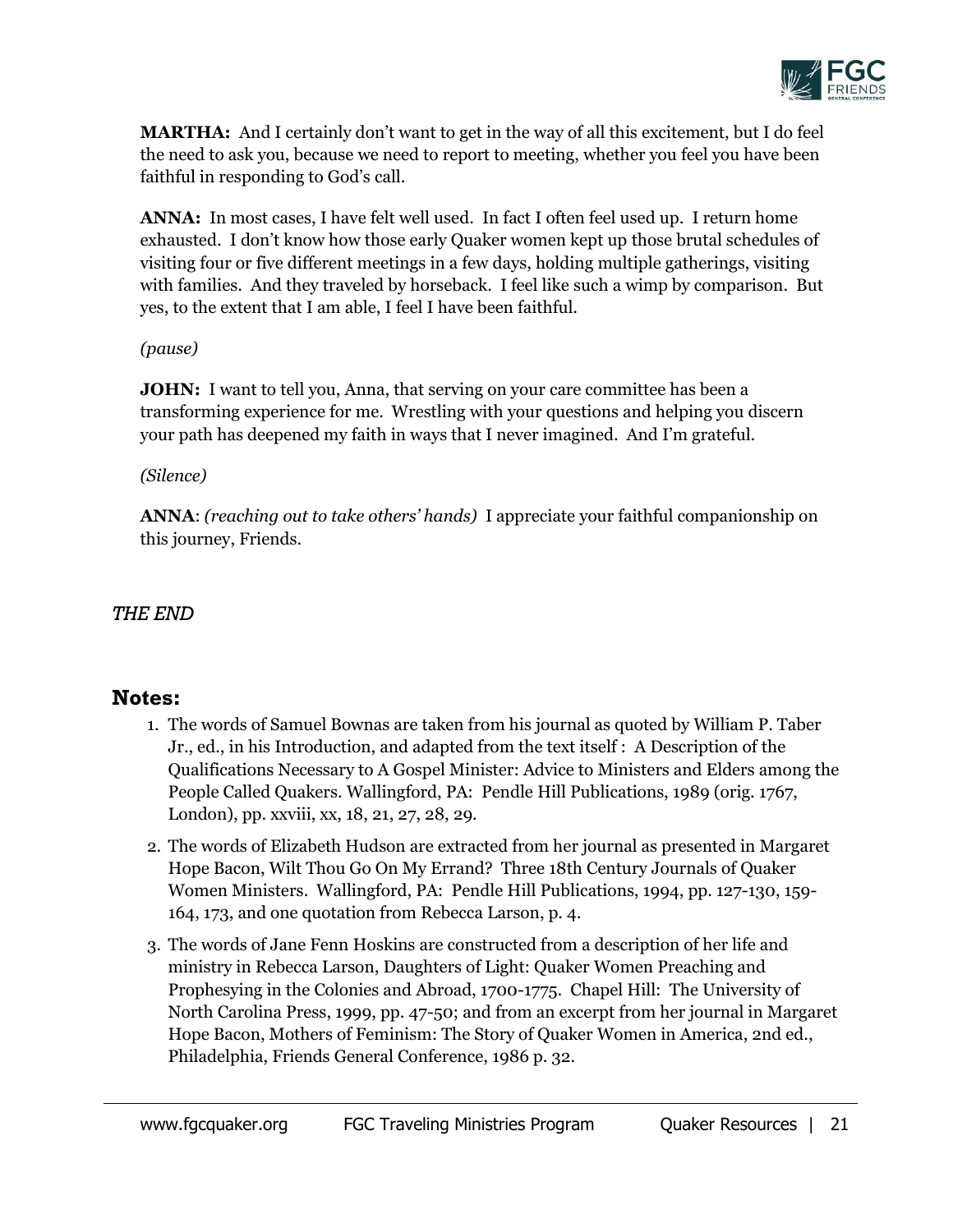**MARTHA:** And I certainly don't want to get in the way of all this excitement, but I do feel the need to ask you, because we need to report to meeting, whether you feel you have been faithful in responding to God's call.

**ANNA:** In most cases, I have felt well used. In fact I often feel used up. I return home exhausted. I don't know how those early Quaker women kept up those brutal schedules of visiting four or five different meetings in a few days, holding multiple gatherings, visiting with families. And they traveled by horseback. I feel like such a wimp by comparison. But yes, to the extent that I am able, I feel I have been faithful.

*(pause)*

**JOHN:** I want to tell you, Anna, that serving on your care committee has been a transforming experience for me. Wrestling with your questions and helping you discern your path has deepened my faith in ways that I never imagined. And I'm grateful.

*(Silence)*

**ANNA**: *(reaching out to take others' hands)* I appreciate your faithful companionship on this journey, Friends.

*THE END*

## Notes:

1. The words of Samuel Bownas are taken from his journal as quoted by William P. Taber Jr., ed., in his Introduction, and adapted from the text itself : A Description of the Qualifications Necessary to A Gospel Minister: Advice to Ministers and Elders among the People Called Quakers. Wallingford, PA: Pendle Hill Publications, 1989 (orig. 1767, London), pp. xxviii, xx, 18, 21, 27, 28, 29.
2. The words of Elizabeth Hudson are extracted from her journal as presented in Margaret Hope Bacon, Wilt Thou Go On My Errand? Three 18th Century Journals of Quaker Women Ministers. Wallingford, PA: Pendle Hill Publications, 1994, pp. 127-130, 159-164, 173, and one quotation from Rebecca Larson, p. 4.
3. The words of Jane Fenn Hoskins are constructed from a description of her life and ministry in Rebecca Larson, Daughters of Light: Quaker Women Preaching and Prophesying in the Colonies and Abroad, 1700-1775. Chapel Hill: The University of North Carolina Press, 1999, pp. 47-50; and from an excerpt from her journal in Margaret Hope Bacon, Mothers of Feminism: The Story of Quaker Women in America, 2nd ed., Philadelphia, Friends General Conference, 1986 p. 32.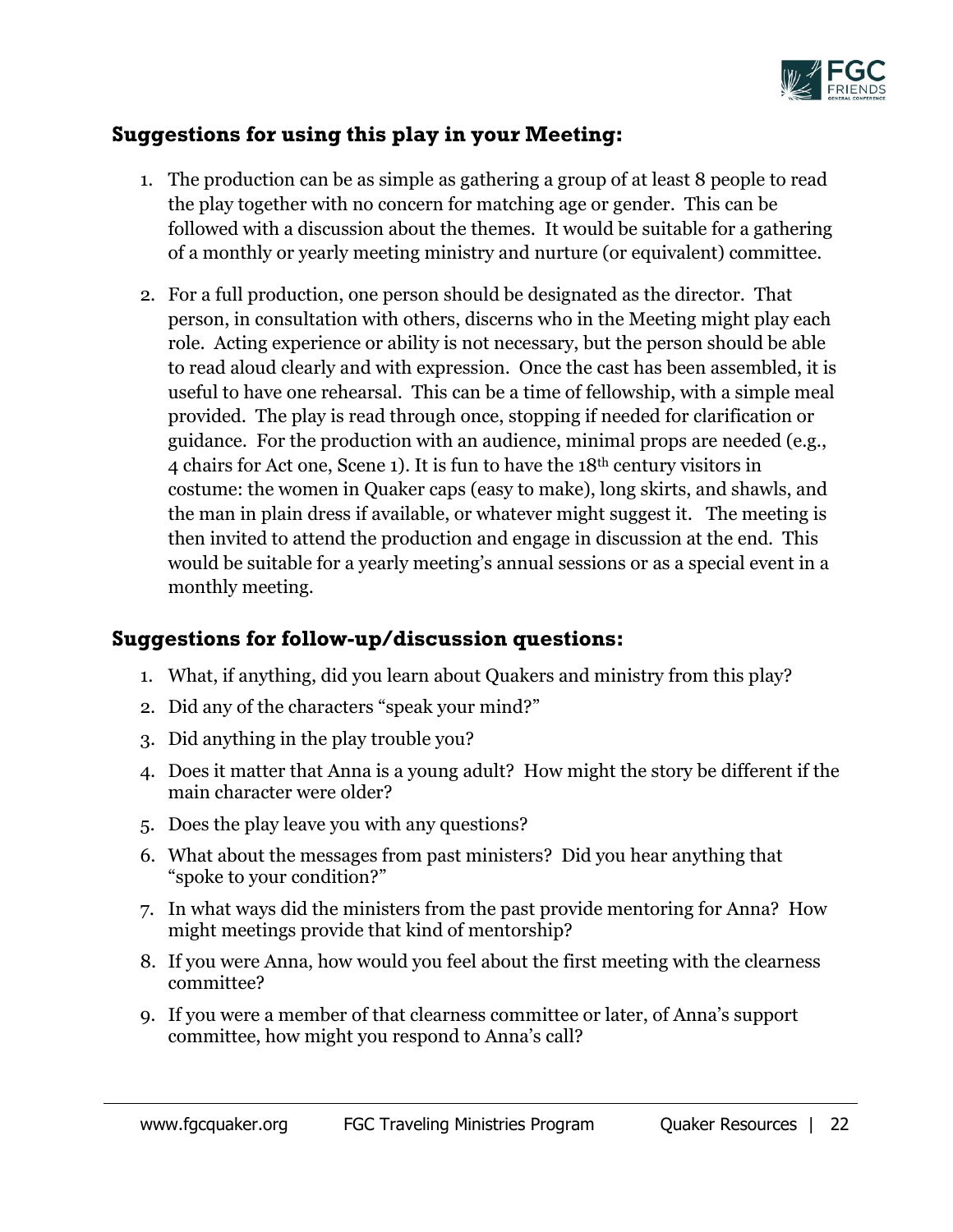## Suggestions for using this play in your Meeting:

1. The production can be as simple as gathering a group of at least 8 people to read the play together with no concern for matching age or gender. This can be followed with a discussion about the themes. It would be suitable for a gathering of a monthly or yearly meeting ministry and nurture (or equivalent) committee.

2. For a full production, one person should be designated as the director. That person, in consultation with others, discerns who in the Meeting might play each role. Acting experience or ability is not necessary, but the person should be able to read aloud clearly and with expression. Once the cast has been assembled, it is useful to have one rehearsal. This can be a time of fellowship, with a simple meal provided. The play is read through once, stopping if needed for clarification or guidance. For the production with an audience, minimal props are needed (e.g., 4 chairs for Act one, Scene 1). It is fun to have the 18th century visitors in costume: the women in Quaker caps (easy to make), long skirts, and shawls, and the man in plain dress if available, or whatever might suggest it. The meeting is then invited to attend the production and engage in discussion at the end. This would be suitable for a yearly meeting's annual sessions or as a special event in a monthly meeting.

## Suggestions for follow-up/discussion questions:

1. What, if anything, did you learn about Quakers and ministry from this play?
2. Did any of the characters "speak your mind?"
3. Did anything in the play trouble you?
4. Does it matter that Anna is a young adult? How might the story be different if the main character were older?
5. Does the play leave you with any questions?
6. What about the messages from past ministers? Did you hear anything that "spoke to your condition?"
7. In what ways did the ministers from the past provide mentoring for Anna? How might meetings provide that kind of mentorship?
8. If you were Anna, how would you feel about the first meeting with the clearness committee?
9. If you were a member of that clearness committee or later, of Anna's support committee, how might you respond to Anna's call?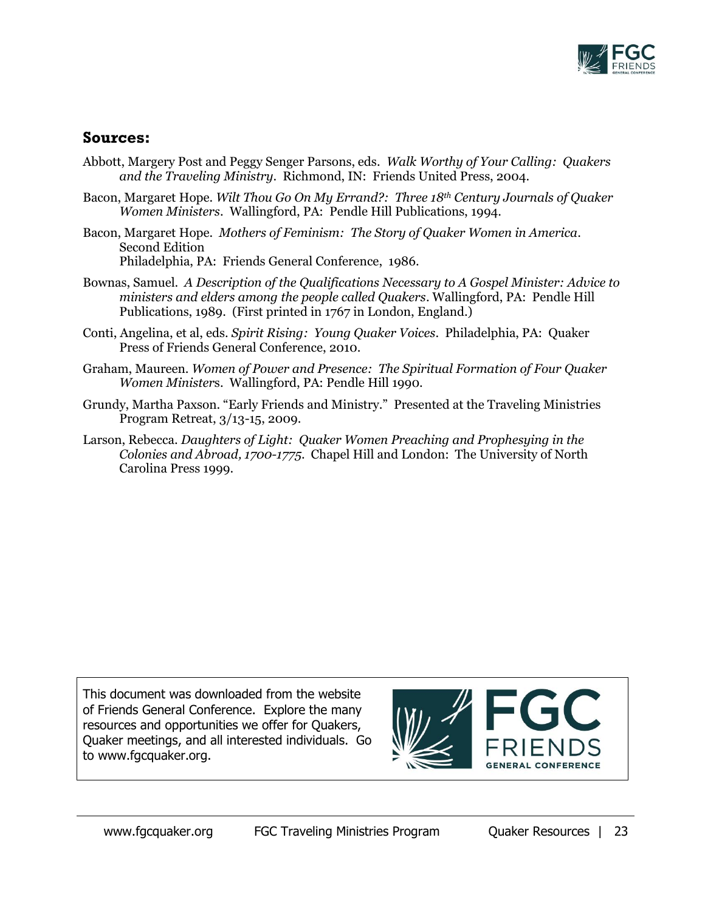## Sources:

Abbott, Margery Post and Peggy Senger Parsons, eds. *Walk Worthy of Your Calling: Quakers and the Traveling Ministry*. Richmond, IN: Friends United Press, 2004.

Bacon, Margaret Hope. *Wilt Thou Go On My Errand?: Three 18th Century Journals of Quaker Women Ministers*. Wallingford, PA: Pendle Hill Publications, 1994.

Bacon, Margaret Hope. *Mothers of Feminism: The Story of Quaker Women in America*. Second Edition
Philadelphia, PA: Friends General Conference, 1986.

Bownas, Samuel. *A Description of the Qualifications Necessary to A Gospel Minister: Advice to ministers and elders among the people called Quakers*. Wallingford, PA: Pendle Hill Publications, 1989. (First printed in 1767 in London, England.)

Conti, Angelina, et al, eds. *Spirit Rising: Young Quaker Voices*. Philadelphia, PA: Quaker Press of Friends General Conference, 2010.

Graham, Maureen. *Women of Power and Presence: The Spiritual Formation of Four Quaker Women Ministers*. Wallingford, PA: Pendle Hill 1990.

Grundy, Martha Paxson. "Early Friends and Ministry." Presented at the Traveling Ministries Program Retreat, 3/13-15, 2009.

Larson, Rebecca. *Daughters of Light: Quaker Women Preaching and Prophesying in the Colonies and Abroad, 1700-1775*. Chapel Hill and London: The University of North Carolina Press 1999.

This document was downloaded from the website of Friends General Conference. Explore the many resources and opportunities we offer for Quakers, Quaker meetings, and all interested individuals. Go to www.fgcquaker.org.